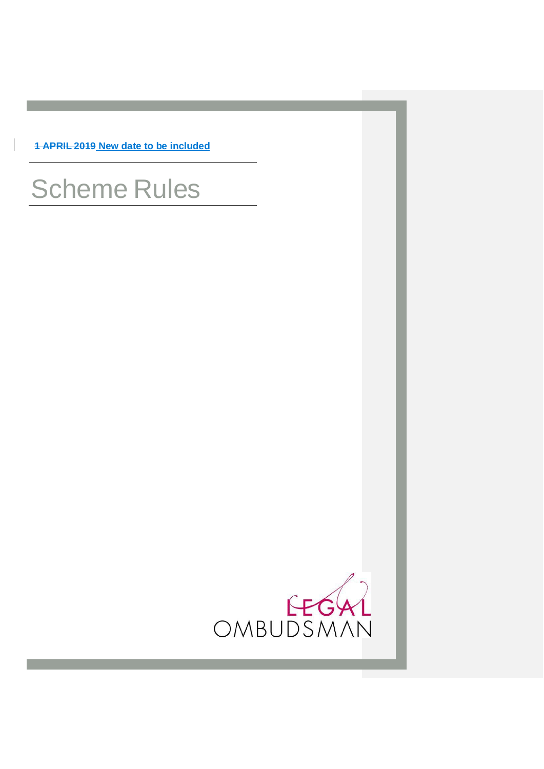~~1 APRIL 2019~~ New date to be included

# Scheme Rules

LEGAL OMBUDSMAN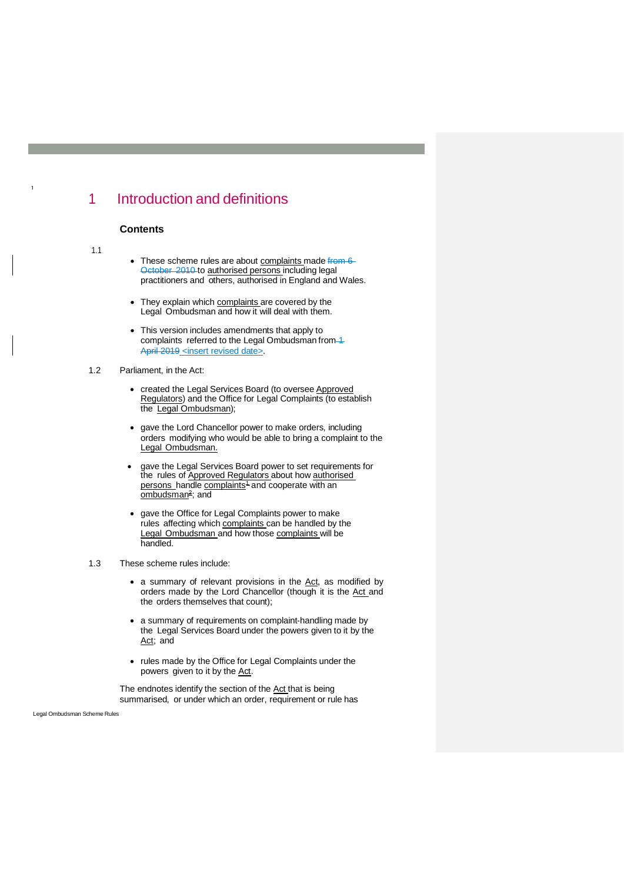# 1 Introduction and definitions

### Contents

1.1

- These scheme rules are about complaints made from 6 October 2010 to authorised persons including legal practitioners and others, authorised in England and Wales.
- They explain which complaints are covered by the Legal Ombudsman and how it will deal with them.
- This version includes amendments that apply to complaints referred to the Legal Ombudsman from 1 April 2019 <insert revised date>.

1.2 Parliament, in the Act:

- created the Legal Services Board (to oversee Approved Regulators) and the Office for Legal Complaints (to establish the Legal Ombudsman);
- gave the Lord Chancellor power to make orders, including orders modifying who would be able to bring a complaint to the Legal Ombudsman.
- gave the Legal Services Board power to set requirements for the rules of Approved Regulators about how authorised persons handle complaints[1] and cooperate with an ombudsman[2]; and
- gave the Office for Legal Complaints power to make rules affecting which complaints can be handled by the Legal Ombudsman and how those complaints will be handled.

1.3 These scheme rules include:

- a summary of relevant provisions in the Act, as modified by orders made by the Lord Chancellor (though it is the Act and the orders themselves that count);
- a summary of requirements on complaint-handling made by the Legal Services Board under the powers given to it by the Act; and
- rules made by the Office for Legal Complaints under the powers given to it by the Act.

The endnotes identify the section of the Act that is being summarised, or under which an order, requirement or rule has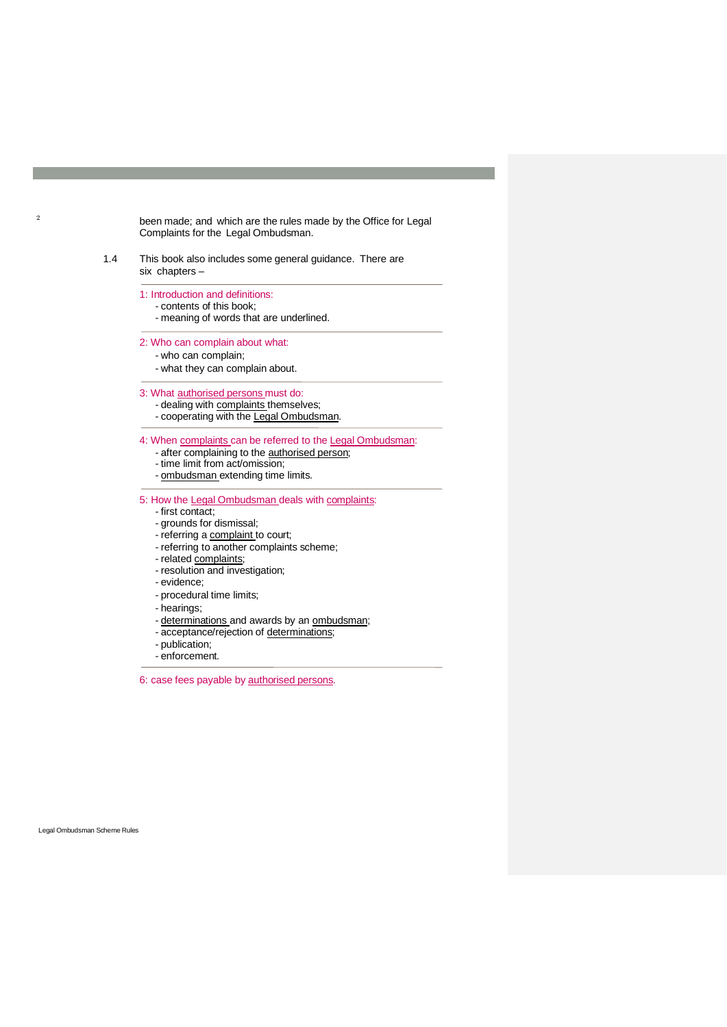been made; and which are the rules made by the Office for Legal Complaints for the Legal Ombudsman.

1.4 This book also includes some general guidance. There are six chapters –

---

1: Introduction and definitions:
- contents of this book;
- meaning of words that are underlined.

---

2: Who can complain about what:
- who can complain;
- what they can complain about.

---

3: What authorised persons must do:
- dealing with complaints themselves;
- cooperating with the Legal Ombudsman.

---

4: When complaints can be referred to the Legal Ombudsman:
- after complaining to the authorised person;
- time limit from act/omission;
- ombudsman extending time limits.

---

5: How the Legal Ombudsman deals with complaints:
- first contact;
- grounds for dismissal;
- referring a complaint to court;
- referring to another complaints scheme;
- related complaints;
- resolution and investigation;
- evidence;
- procedural time limits;
- hearings;
- determinations and awards by an ombudsman;
- acceptance/rejection of determinations;
- publication;
- enforcement.

---

6: case fees payable by authorised persons.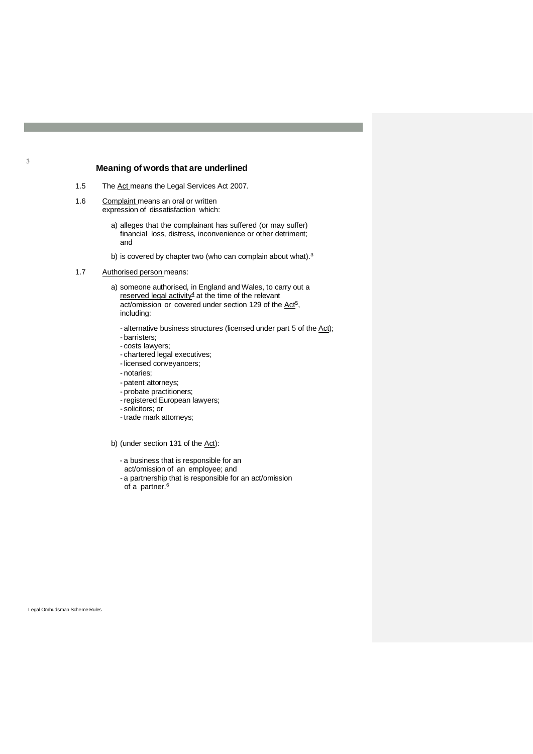## Meaning of words that are underlined

1.5 The Act means the Legal Services Act 2007.

1.6 Complaint means an oral or written expression of dissatisfaction which:

a) alleges that the complainant has suffered (or may suffer) financial loss, distress, inconvenience or other detriment; and

b) is covered by chapter two (who can complain about what).[3]

1.7 Authorised person means:

a) someone authorised, in England and Wales, to carry out a reserved legal activity[4] at the time of the relevant act/omission or covered under section 129 of the Act[5], including:

- alternative business structures (licensed under part 5 of the Act);
- barristers;
- costs lawyers;
- chartered legal executives;
- licensed conveyancers;
- notaries;
- patent attorneys;
- probate practitioners;
- registered European lawyers;
- solicitors; or
- trade mark attorneys;

b) (under section 131 of the Act):

- a business that is responsible for an act/omission of an employee; and
- a partnership that is responsible for an act/omission of a partner.[6]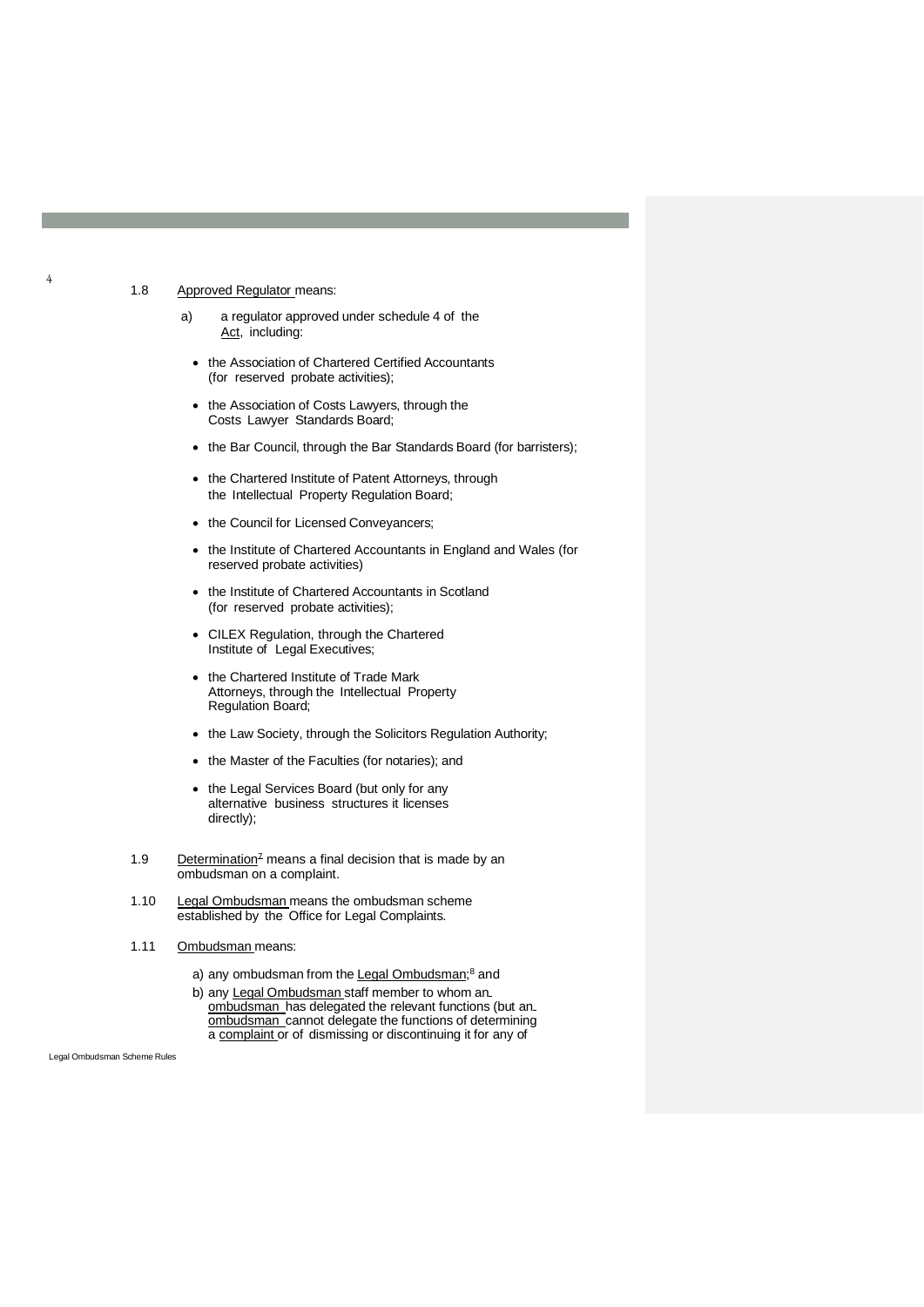1.8 Approved Regulator means:

a) a regulator approved under schedule 4 of the Act, including:

- the Association of Chartered Certified Accountants (for reserved probate activities);
- the Association of Costs Lawyers, through the Costs Lawyer Standards Board;
- the Bar Council, through the Bar Standards Board (for barristers);
- the Chartered Institute of Patent Attorneys, through the Intellectual Property Regulation Board;
- the Council for Licensed Conveyancers;
- the Institute of Chartered Accountants in England and Wales (for reserved probate activities)
- the Institute of Chartered Accountants in Scotland (for reserved probate activities);
- CILEX Regulation, through the Chartered Institute of Legal Executives;
- the Chartered Institute of Trade Mark Attorneys, through the Intellectual Property Regulation Board;
- the Law Society, through the Solicitors Regulation Authority;
- the Master of the Faculties (for notaries); and
- the Legal Services Board (but only for any alternative business structures it licenses directly);

1.9 Determination[7] means a final decision that is made by an ombudsman on a complaint.

1.10 Legal Ombudsman means the ombudsman scheme established by the Office for Legal Complaints.

1.11 Ombudsman means:

a) any ombudsman from the Legal Ombudsman;[8] and

b) any Legal Ombudsman staff member to whom an ombudsman has delegated the relevant functions (but an ombudsman cannot delegate the functions of determining a complaint or of dismissing or discontinuing it for any of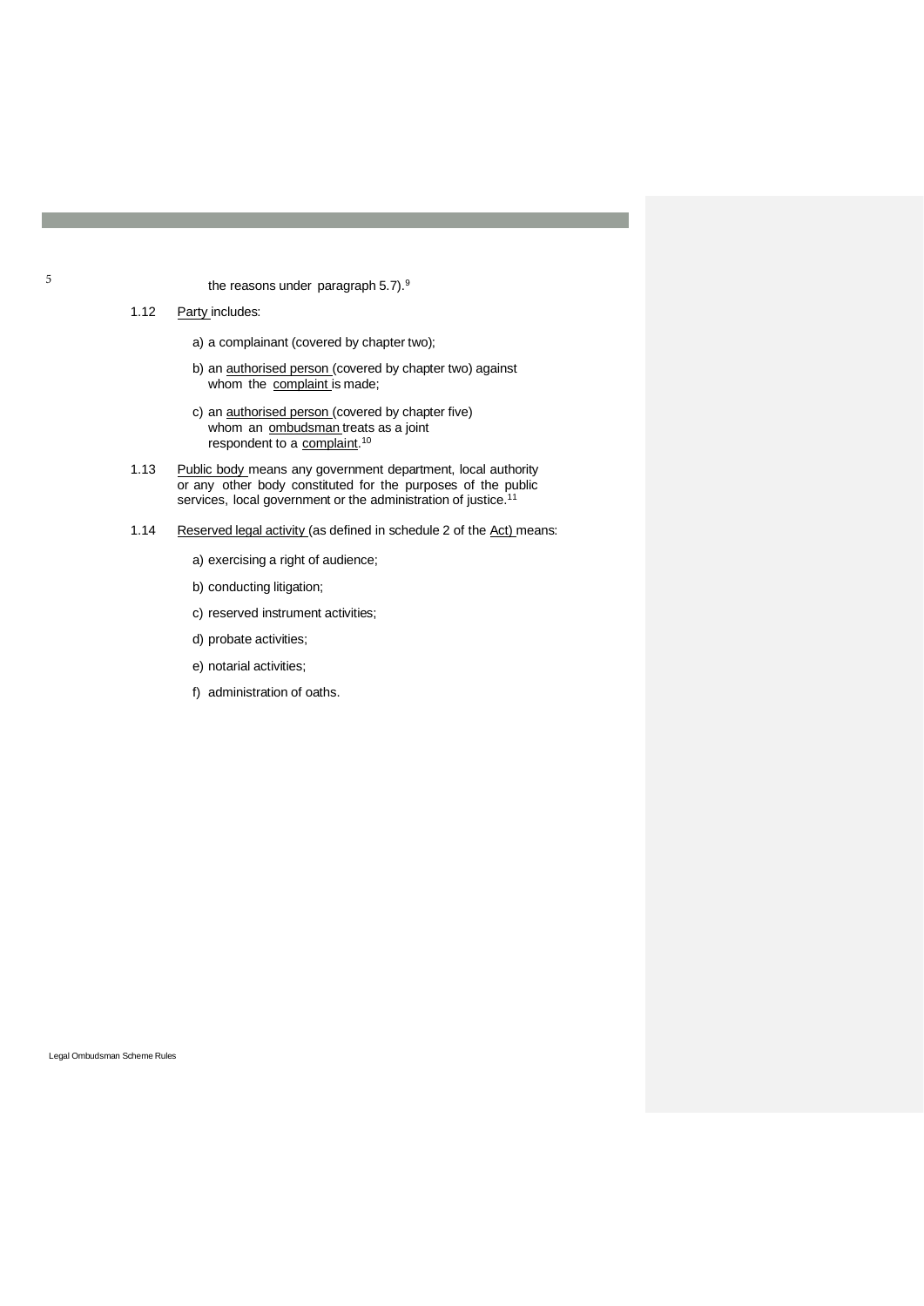the reasons under paragraph 5.7).[9]

1.12 Party includes:

a) a complainant (covered by chapter two);

b) an authorised person (covered by chapter two) against whom the complaint is made;

c) an authorised person (covered by chapter five) whom an ombudsman treats as a joint respondent to a complaint.[10]

1.13 Public body means any government department, local authority or any other body constituted for the purposes of the public services, local government or the administration of justice.[11]

1.14 Reserved legal activity (as defined in schedule 2 of the Act) means:

a) exercising a right of audience;

b) conducting litigation;

c) reserved instrument activities;

d) probate activities;

e) notarial activities;

f) administration of oaths.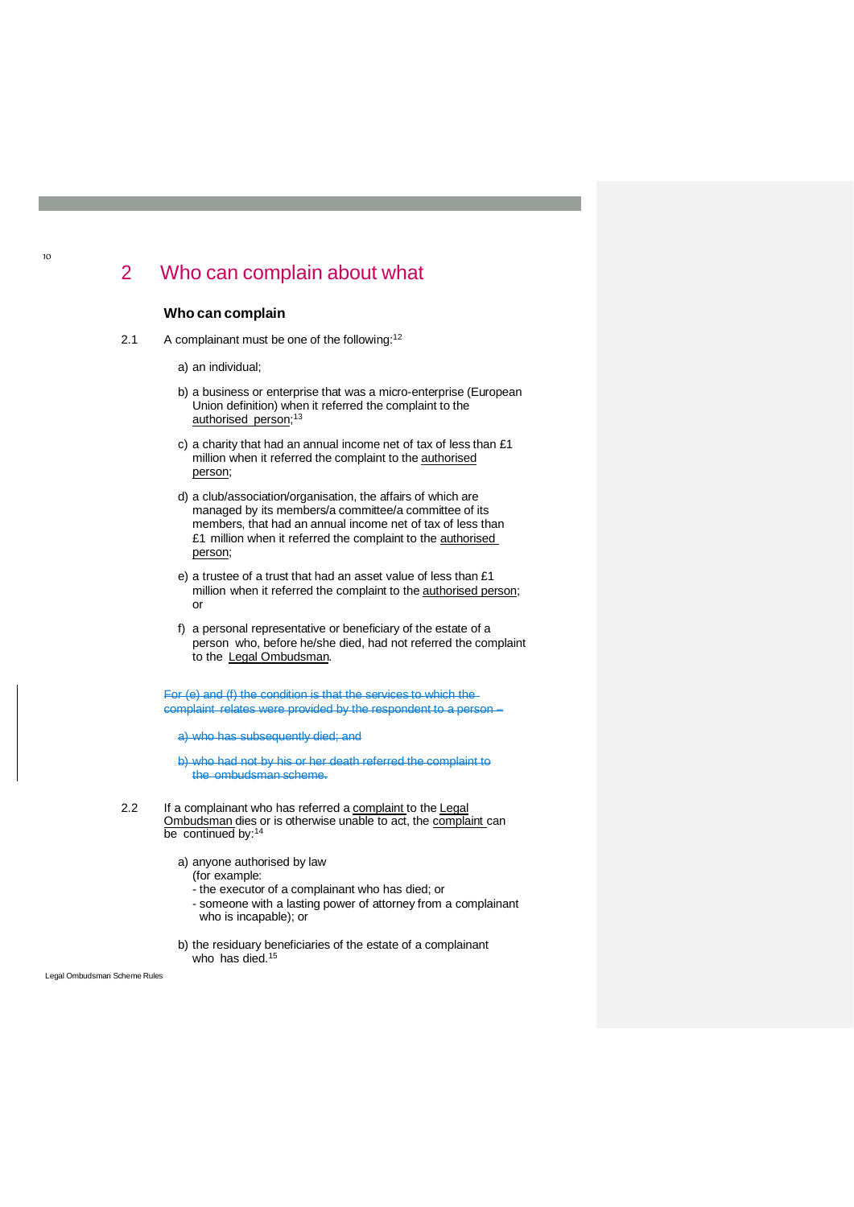## 2 Who can complain about what

### Who can complain

2.1 A complainant must be one of the following:[12]

a) an individual;

b) a business or enterprise that was a micro-enterprise (European Union definition) when it referred the complaint to the authorised person;[13]

c) a charity that had an annual income net of tax of less than £1 million when it referred the complaint to the authorised person;

d) a club/association/organisation, the affairs of which are managed by its members/a committee/a committee of its members, that had an annual income net of tax of less than £1 million when it referred the complaint to the authorised person;

e) a trustee of a trust that had an asset value of less than £1 million when it referred the complaint to the authorised person; or

f) a personal representative or beneficiary of the estate of a person who, before he/she died, had not referred the complaint to the Legal Ombudsman.

~~For (e) and (f) the condition is that the services to which the complaint relates were provided by the respondent to a person –~~

~~a) who has subsequently died; and~~

~~b) who had not by his or her death referred the complaint to the ombudsman scheme.~~

2.2 If a complainant who has referred a complaint to the Legal Ombudsman dies or is otherwise unable to act, the complaint can be continued by:[14]

a) anyone authorised by law
(for example:
- the executor of a complainant who has died; or
- someone with a lasting power of attorney from a complainant who is incapable); or

b) the residuary beneficiaries of the estate of a complainant who has died.[15]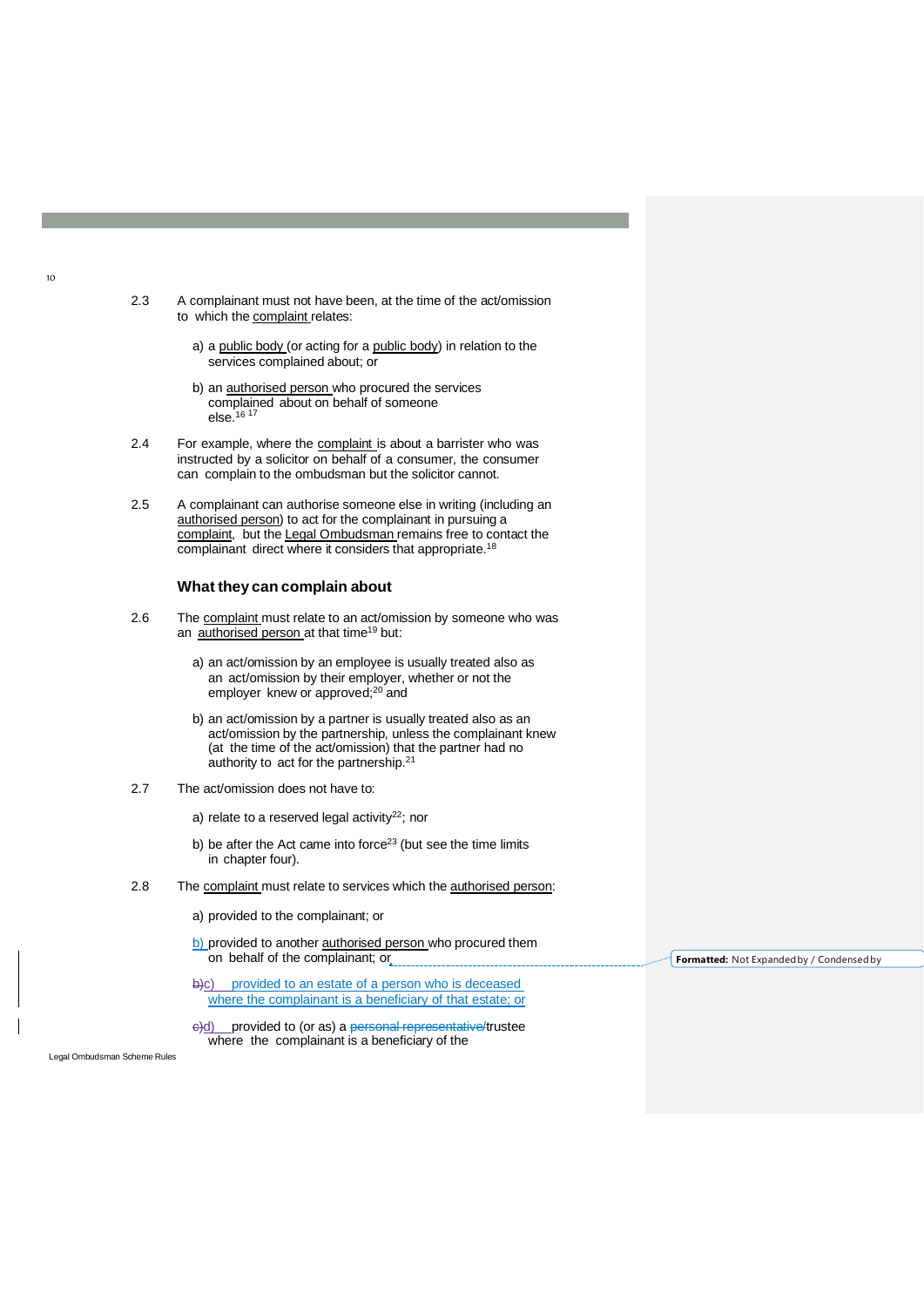2.3 A complainant must not have been, at the time of the act/omission to which the complaint relates:

a) a public body (or acting for a public body) in relation to the services complained about; or

b) an authorised person who procured the services complained about on behalf of someone else.[16] [17]

2.4 For example, where the complaint is about a barrister who was instructed by a solicitor on behalf of a consumer, the consumer can complain to the ombudsman but the solicitor cannot.

2.5 A complainant can authorise someone else in writing (including an authorised person) to act for the complainant in pursuing a complaint, but the Legal Ombudsman remains free to contact the complainant direct where it considers that appropriate.[18]

### What they can complain about

2.6 The complaint must relate to an act/omission by someone who was an authorised person at that time[19] but:

a) an act/omission by an employee is usually treated also as an act/omission by their employer, whether or not the employer knew or approved;[20] and

b) an act/omission by a partner is usually treated also as an act/omission by the partnership, unless the complainant knew (at the time of the act/omission) that the partner had no authority to act for the partnership.[21]

2.7 The act/omission does not have to:

a) relate to a reserved legal activity[22]; nor

b) be after the Act came into force[23] (but see the time limits in chapter four).

2.8 The complaint must relate to services which the authorised person:

a) provided to the complainant; or

b) provided to another authorised person who procured them on behalf of the complainant; or

c) provided to an estate of a person who is deceased where the complainant is a beneficiary of that estate; or

d) provided to (or as) a ~~personal representative/~~trustee where the complainant is a beneficiary of the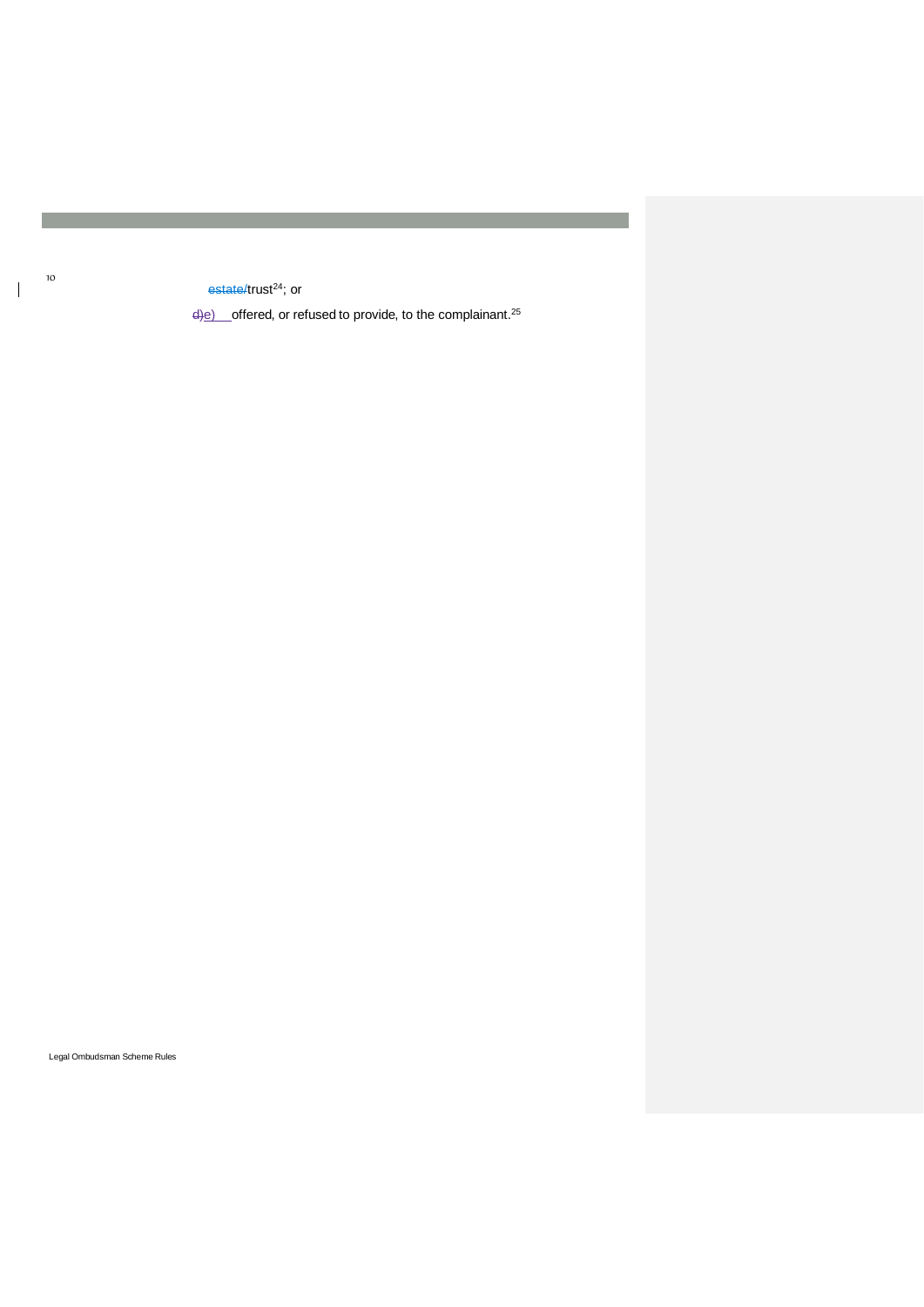estate/trust[24]; or

d)e) offered, or refused to provide, to the complainant.[25]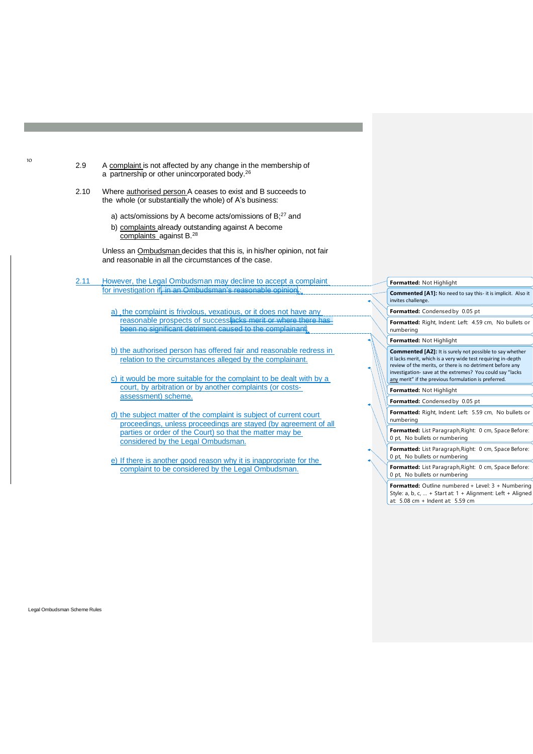2.9 A complaint is not affected by any change in the membership of a partnership or other unincorporated body.[26]

2.10 Where authorised person A ceases to exist and B succeeds to the whole (or substantially the whole) of A's business:

a) acts/omissions by A become acts/omissions of B;[27] and

b) complaints already outstanding against A become complaints against B.[28]

Unless an Ombudsman decides that this is, in his/her opinion, not fair and reasonable in all the circumstances of the case.

2.11 However, the Legal Ombudsman may decline to accept a complaint for investigation if~~, in an Ombudsman's reasonable opinion~~:

a) the complaint is frivolous, vexatious, or it does not have any reasonable prospects of success~~lacks merit or where there has been no significant detriment caused to the complainant~~

b) the authorised person has offered fair and reasonable redress in relation to the circumstances alleged by the complainant.

c) it would be more suitable for the complaint to be dealt with by a court, by arbitration or by another complaints (or costs-assessment) scheme.

d) the subject matter of the complaint is subject of current court proceedings, unless proceedings are stayed (by agreement of all parties or order of the Court) so that the matter may be considered by the Legal Ombudsman.

e) If there is another good reason why it is inappropriate for the complaint to be considered by the Legal Ombudsman.

---

**Formatted:** Not Highlight

**Commented [A1]:** No need to say this- it is implicit. Also it invites challenge.

**Formatted:** Condensed by 0.05 pt

**Formatted:** Right, Indent: Left: 4.59 cm, No bullets or numbering

**Formatted:** Not Highlight

**Commented [A2]:** It is surely not possible to say whether it lacks merit, which is a very wide test requiring in-depth review of the merits, or there is no detriment before any investigation- save at the extremes? You could say "lacks any merit" if the previous formulation is preferred.

**Formatted:** Not Highlight

**Formatted:** Condensed by 0.05 pt

**Formatted:** Right, Indent: Left: 5.59 cm, No bullets or numbering

**Formatted:** List Paragraph, Right: 0 cm, Space Before: 0 pt, No bullets or numbering

**Formatted:** List Paragraph, Right: 0 cm, Space Before: 0 pt, No bullets or numbering

**Formatted:** List Paragraph, Right: 0 cm, Space Before: 0 pt, No bullets or numbering

**Formatted:** Outline numbered + Level: 3 + Numbering Style: a, b, c, … + Start at: 1 + Alignment: Left + Aligned at: 5.08 cm + Indent at: 5.59 cm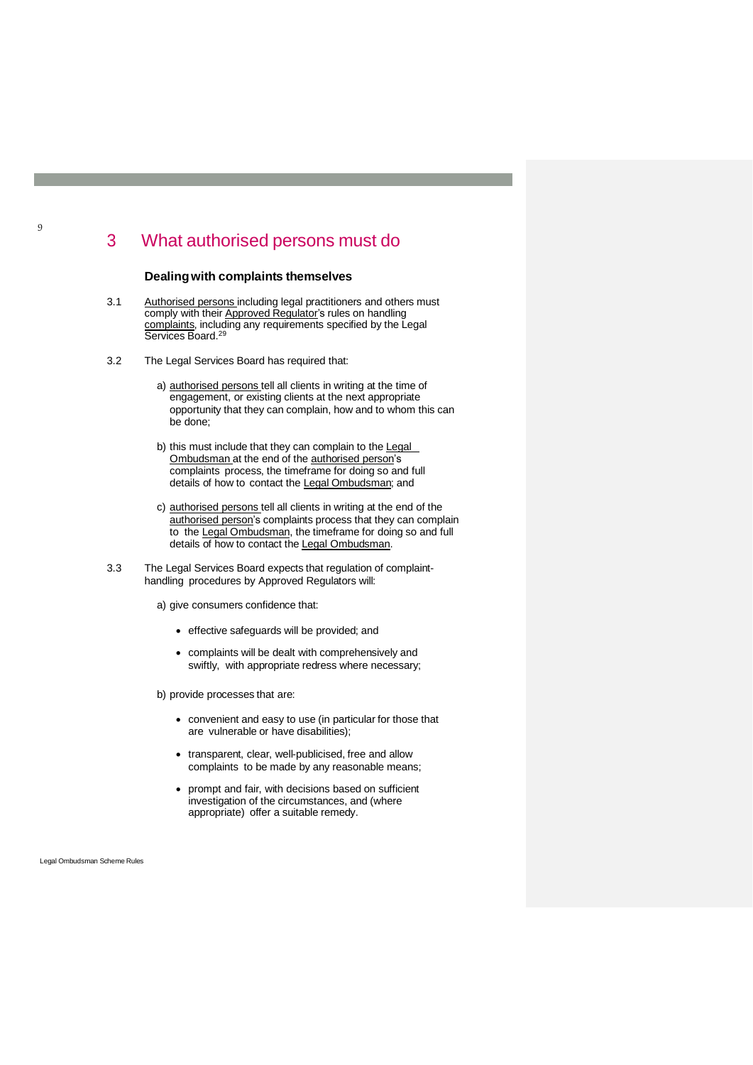# 3 What authorised persons must do

### Dealing with complaints themselves

3.1 Authorised persons including legal practitioners and others must comply with their Approved Regulator's rules on handling complaints, including any requirements specified by the Legal Services Board.[29]

3.2 The Legal Services Board has required that:

a) authorised persons tell all clients in writing at the time of engagement, or existing clients at the next appropriate opportunity that they can complain, how and to whom this can be done;

b) this must include that they can complain to the Legal Ombudsman at the end of the authorised person's complaints process, the timeframe for doing so and full details of how to contact the Legal Ombudsman; and

c) authorised persons tell all clients in writing at the end of the authorised person's complaints process that they can complain to the Legal Ombudsman, the timeframe for doing so and full details of how to contact the Legal Ombudsman.

3.3 The Legal Services Board expects that regulation of complaint-handling procedures by Approved Regulators will:

a) give consumers confidence that:

- effective safeguards will be provided; and
- complaints will be dealt with comprehensively and swiftly, with appropriate redress where necessary;

b) provide processes that are:

- convenient and easy to use (in particular for those that are vulnerable or have disabilities);
- transparent, clear, well-publicised, free and allow complaints to be made by any reasonable means;
- prompt and fair, with decisions based on sufficient investigation of the circumstances, and (where appropriate) offer a suitable remedy.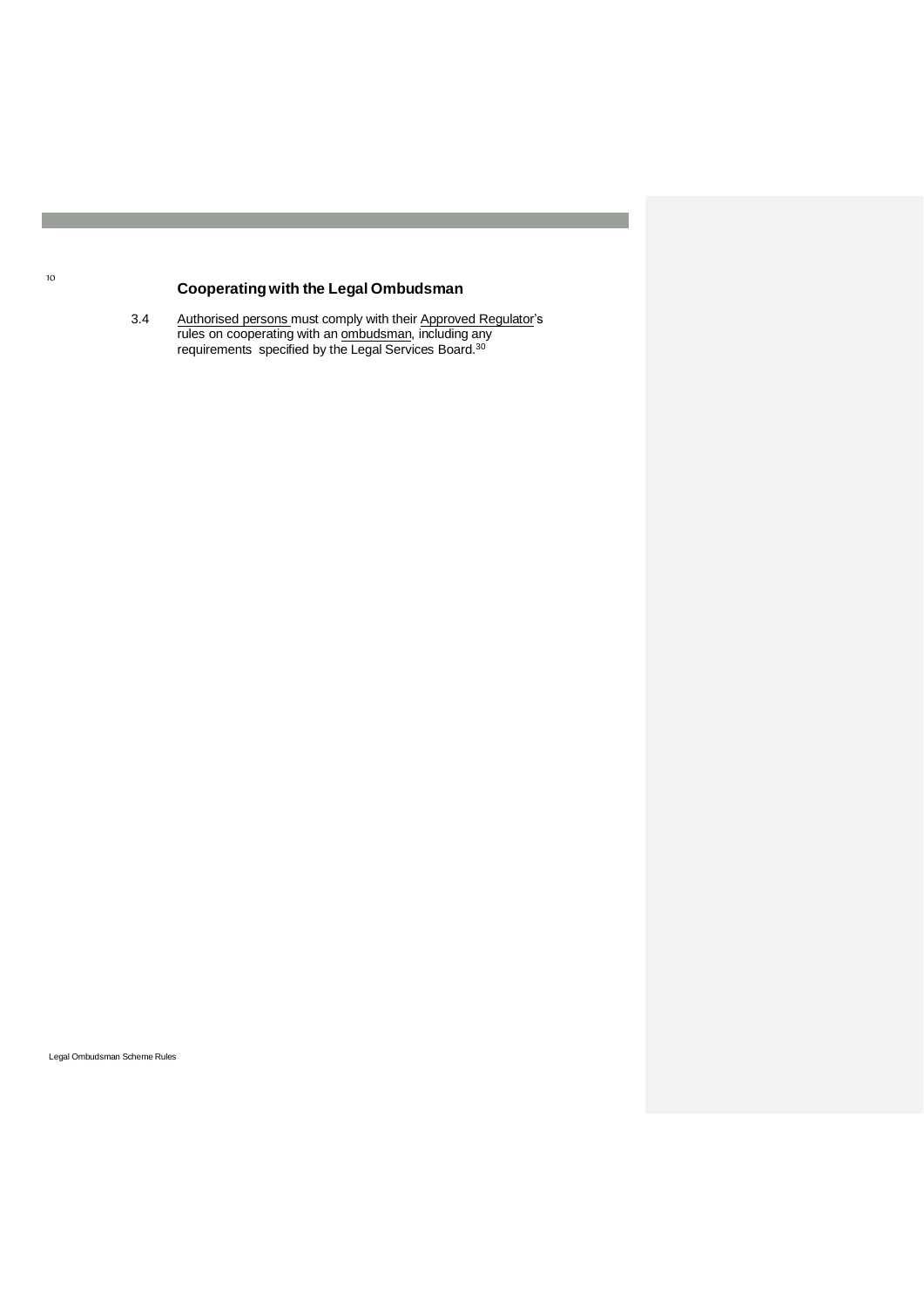## Cooperating with the Legal Ombudsman

3.4 Authorised persons must comply with their Approved Regulator's rules on cooperating with an ombudsman, including any requirements specified by the Legal Services Board.[30]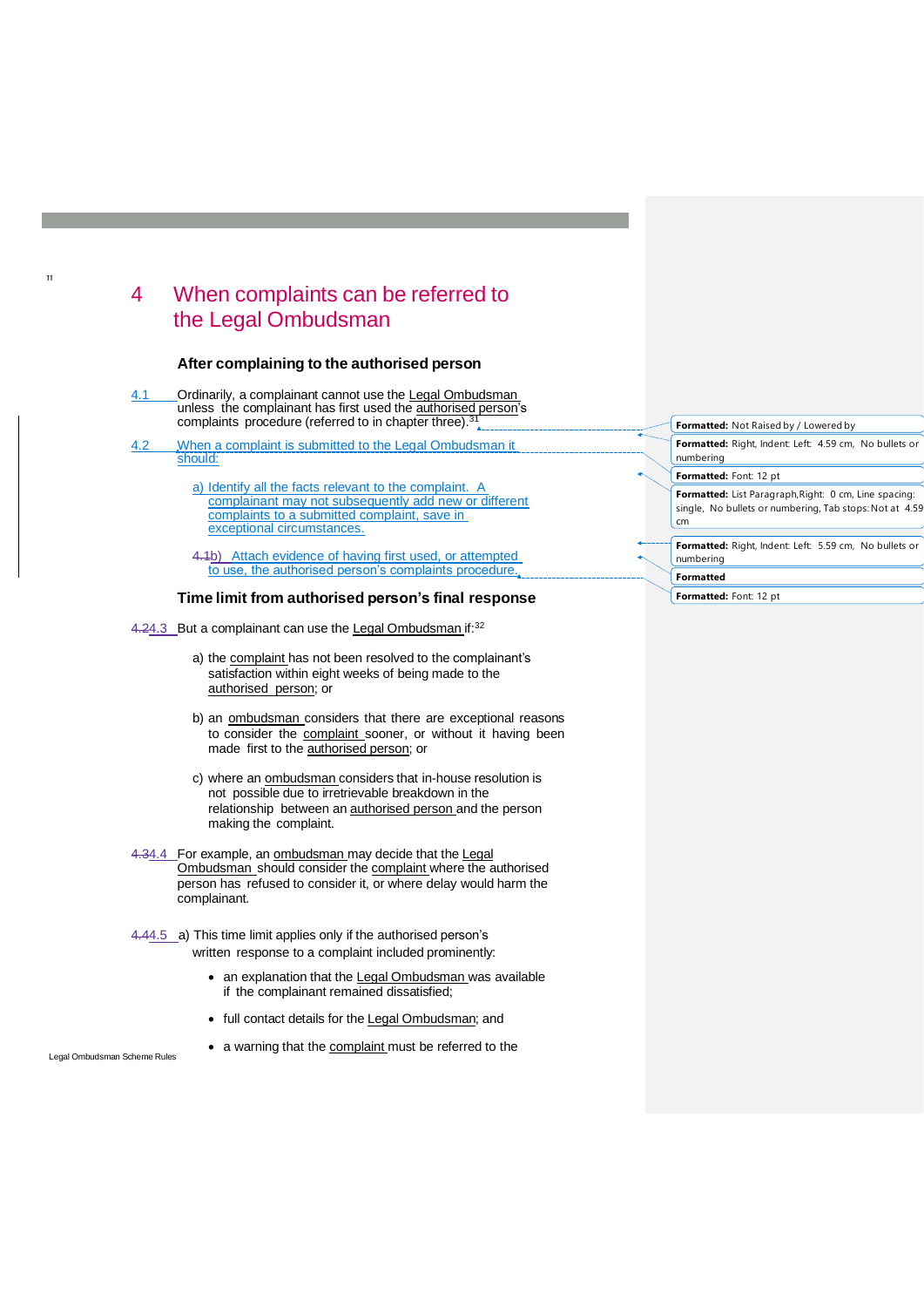# 4 When complaints can be referred to the Legal Ombudsman

### After complaining to the authorised person

4.1 Ordinarily, a complainant cannot use the Legal Ombudsman unless the complainant has first used the authorised person's complaints procedure (referred to in chapter three).[31]

4.2 When a complaint is submitted to the Legal Ombudsman it should:

a) Identify all the facts relevant to the complaint. A complainant may not subsequently add new or different complaints to a submitted complaint, save in exceptional circumstances.

b) Attach evidence of having first used, or attempted to use, the authorised person's complaints procedure.

### Time limit from authorised person's final response

4.3 But a complainant can use the Legal Ombudsman if:[32]

a) the complaint has not been resolved to the complainant's satisfaction within eight weeks of being made to the authorised person; or

b) an ombudsman considers that there are exceptional reasons to consider the complaint sooner, or without it having been made first to the authorised person; or

c) where an ombudsman considers that in-house resolution is not possible due to irretrievable breakdown in the relationship between an authorised person and the person making the complaint.

4.4 For example, an ombudsman may decide that the Legal Ombudsman should consider the complaint where the authorised person has refused to consider it, or where delay would harm the complainant.

4.5 a) This time limit applies only if the authorised person's written response to a complaint included prominently:

- an explanation that the Legal Ombudsman was available if the complainant remained dissatisfied;
- full contact details for the Legal Ombudsman; and
- a warning that the complaint must be referred to the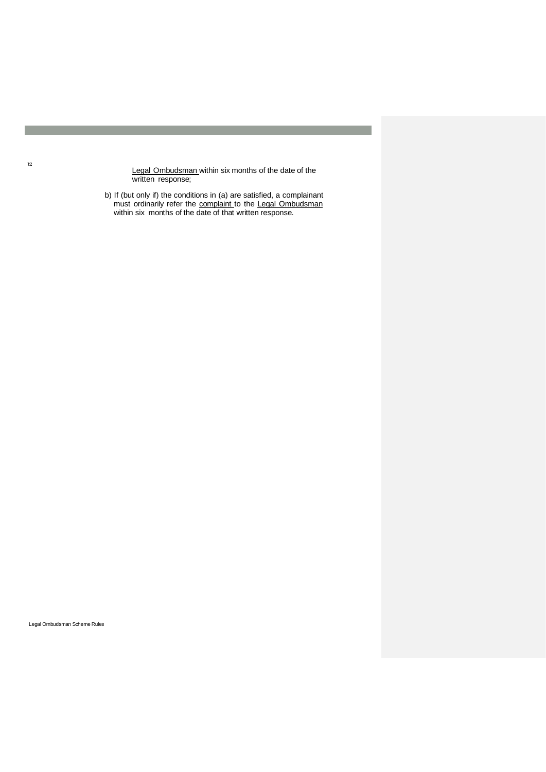Legal Ombudsman within six months of the date of the written response;

b) If (but only if) the conditions in (a) are satisfied, a complainant must ordinarily refer the complaint to the Legal Ombudsman within six months of the date of that written response.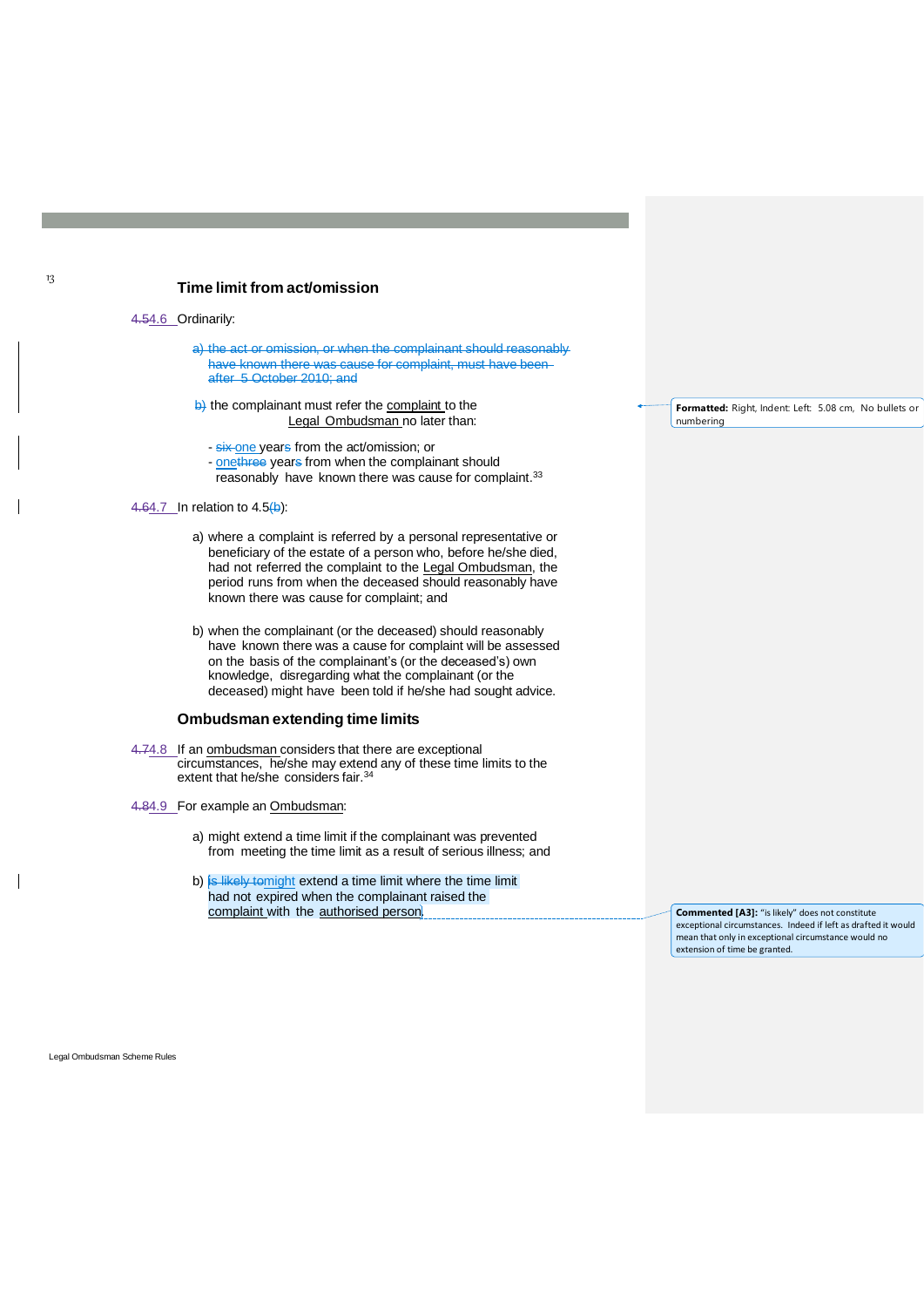### Time limit from act/omission

~~4.5~~4.6 Ordinarily:

~~a) the act or omission, or when the complainant should reasonably have known there was cause for complaint, must have been after 5 October 2010; and~~

~~b)~~ the complainant must refer the complaint to the Legal Ombudsman no later than:

- ~~six~~ one years~~s~~ from the act/omission; or
- onethree~~three~~ years~~s~~ from when the complainant should reasonably have known there was cause for complaint.[33]

~~4.6~~4.7 In relation to 4.5~~(b)~~:

a) where a complaint is referred by a personal representative or beneficiary of the estate of a person who, before he/she died, had not referred the complaint to the Legal Ombudsman, the period runs from when the deceased should reasonably have known there was cause for complaint; and

b) when the complainant (or the deceased) should reasonably have known there was a cause for complaint will be assessed on the basis of the complainant's (or the deceased's) own knowledge, disregarding what the complainant (or the deceased) might have been told if he/she had sought advice.

### Ombudsman extending time limits

~~4.7~~4.8 If an ombudsman considers that there are exceptional circumstances, he/she may extend any of these time limits to the extent that he/she considers fair.[34]

~~4.8~~4.9 For example an Ombudsman:

a) might extend a time limit if the complainant was prevented from meeting the time limit as a result of serious illness; and

b) ~~is likely to~~might extend a time limit where the time limit had not expired when the complainant raised the complaint with the authorised person.

> **Formatted:** Right, Indent: Left: 5.08 cm, No bullets or numbering

> **Commented [A3]:** "is likely" does not constitute exceptional circumstances. Indeed if left as drafted it would mean that only in exceptional circumstance would no extension of time be granted.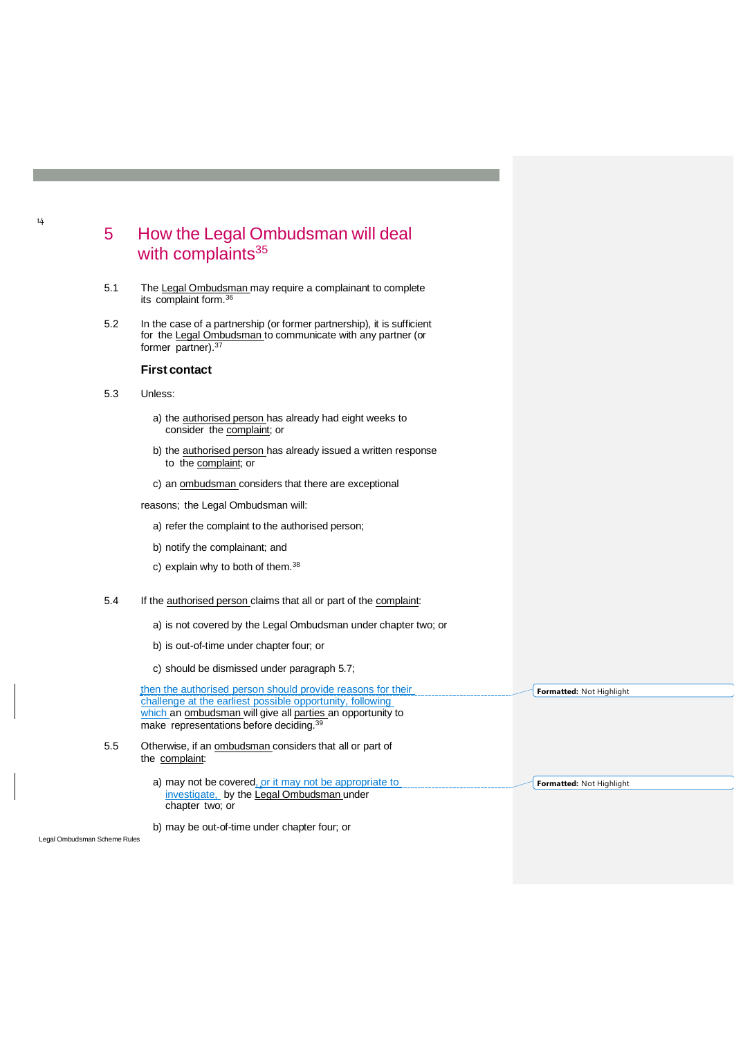# 5 How the Legal Ombudsman will deal with complaints[35]

5.1 The Legal Ombudsman may require a complainant to complete its complaint form.[36]

5.2 In the case of a partnership (or former partnership), it is sufficient for the Legal Ombudsman to communicate with any partner (or former partner).[37]

### First contact

5.3 Unless:

a) the authorised person has already had eight weeks to consider the complaint; or

b) the authorised person has already issued a written response to the complaint; or

c) an ombudsman considers that there are exceptional

reasons; the Legal Ombudsman will:

a) refer the complaint to the authorised person;

b) notify the complainant; and

c) explain why to both of them.[38]

5.4 If the authorised person claims that all or part of the complaint:

a) is not covered by the Legal Ombudsman under chapter two; or

b) is out-of-time under chapter four; or

c) should be dismissed under paragraph 5.7;

then the authorised person should provide reasons for their challenge at the earliest possible opportunity, following which an ombudsman will give all parties an opportunity to make representations before deciding.[39]

5.5 Otherwise, if an ombudsman considers that all or part of the complaint:

a) may not be covered, or it may not be appropriate to investigate, by the Legal Ombudsman under chapter two; or

b) may be out-of-time under chapter four; or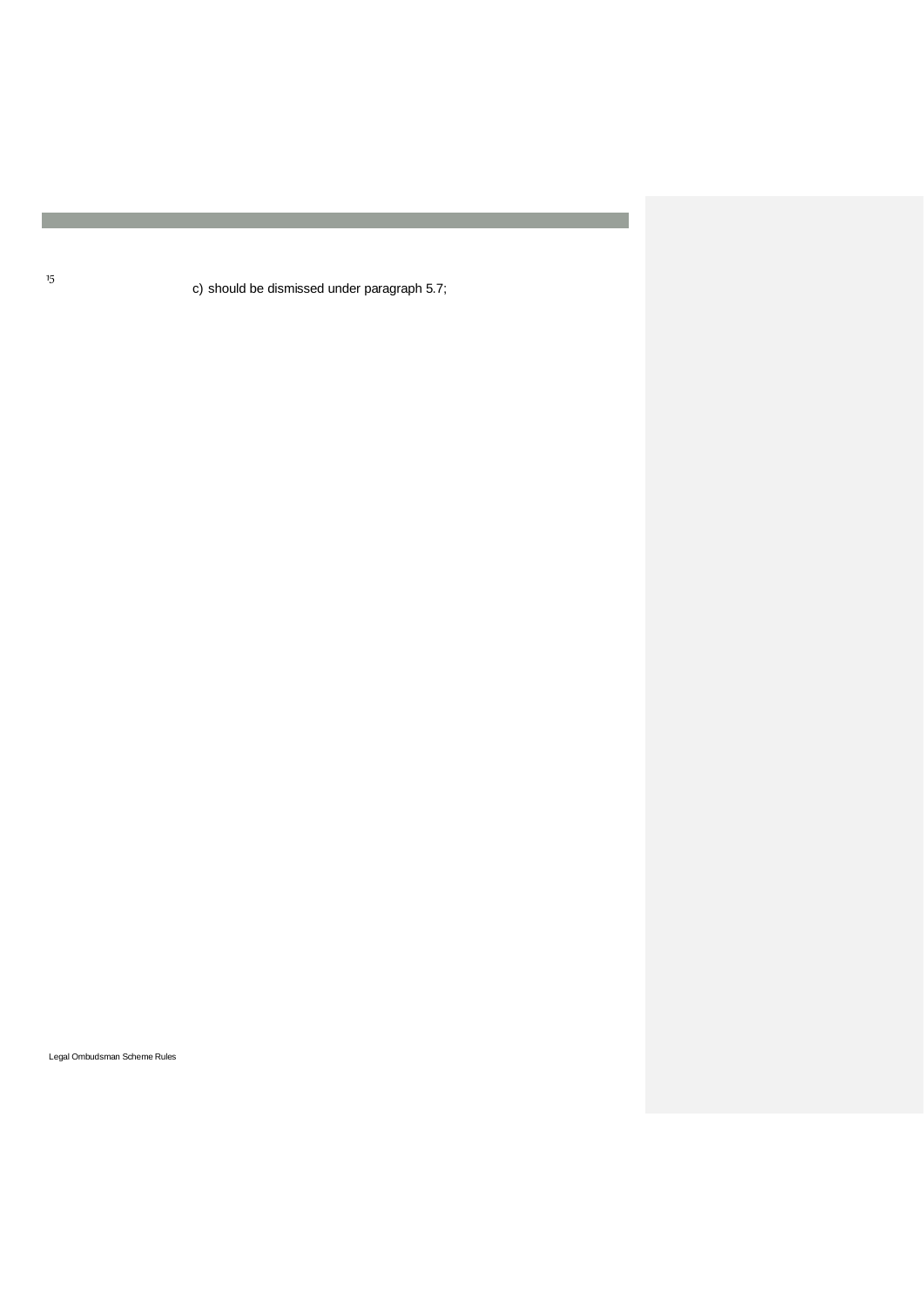c) should be dismissed under paragraph 5.7;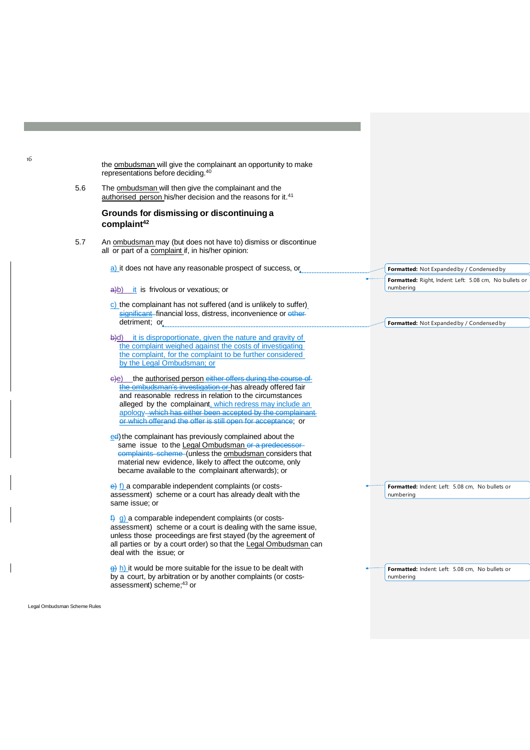the ombudsman will give the complainant an opportunity to make representations before deciding.[40]

5.6 The ombudsman will then give the complainant and the authorised person his/her decision and the reasons for it.[41]

### Grounds for dismissing or discontinuing a complaint[42]

5.7 An ombudsman may (but does not have to) dismiss or discontinue all or part of a complaint if, in his/her opinion:

a) it does not have any reasonable prospect of success, or

b) it is frivolous or vexatious; or

c) the complainant has not suffered (and is unlikely to suffer) financial loss, distress, inconvenience or detriment; or

d) it is disproportionate, given the nature and gravity of the complaint weighed against the costs of investigating the complaint, for the complaint to be further considered by the Legal Ombudsman; or

e) the authorised person has already offered fair and reasonable redress in relation to the circumstances alleged by the complainant, which redress may include an apology; or

e) the complainant has previously complained about the same issue to the Legal Ombudsman (unless the ombudsman considers that material new evidence, likely to affect the outcome, only became available to the complainant afterwards); or

f) a comparable independent complaints (or costs-assessment) scheme or a court has already dealt with the same issue; or

g) a comparable independent complaints (or costs-assessment) scheme or a court is dealing with the same issue, unless those proceedings are first stayed (by the agreement of all parties or by a court order) so that the Legal Ombudsman can deal with the issue; or

h) it would be more suitable for the issue to be dealt with by a court, by arbitration or by another complaints (or costs-assessment) scheme;[43] or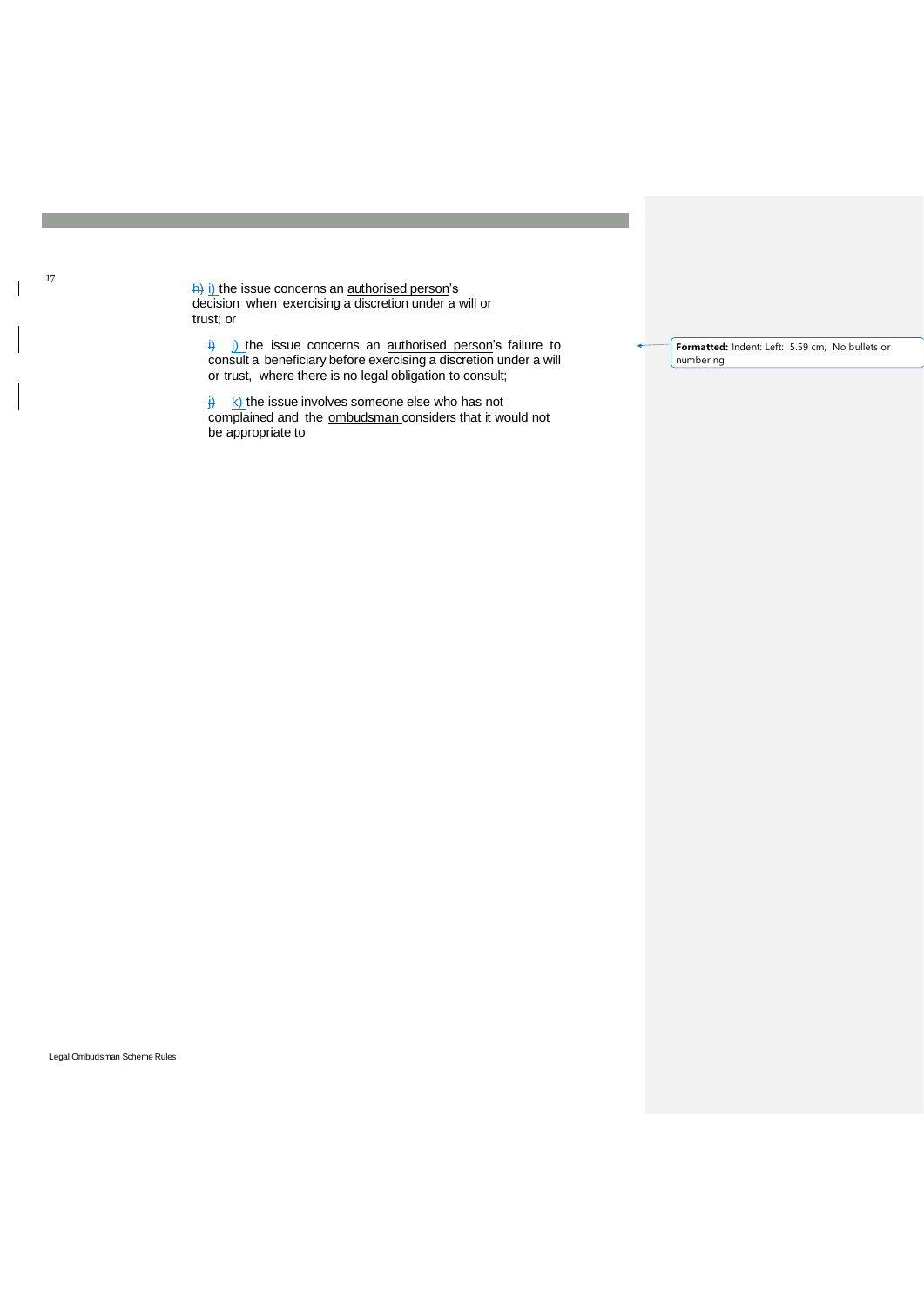i) the issue concerns an authorised person's decision when exercising a discretion under a will or trust; or

j) the issue concerns an authorised person's failure to consult a beneficiary before exercising a discretion under a will or trust, where there is no legal obligation to consult;

k) the issue involves someone else who has not complained and the ombudsman considers that it would not be appropriate to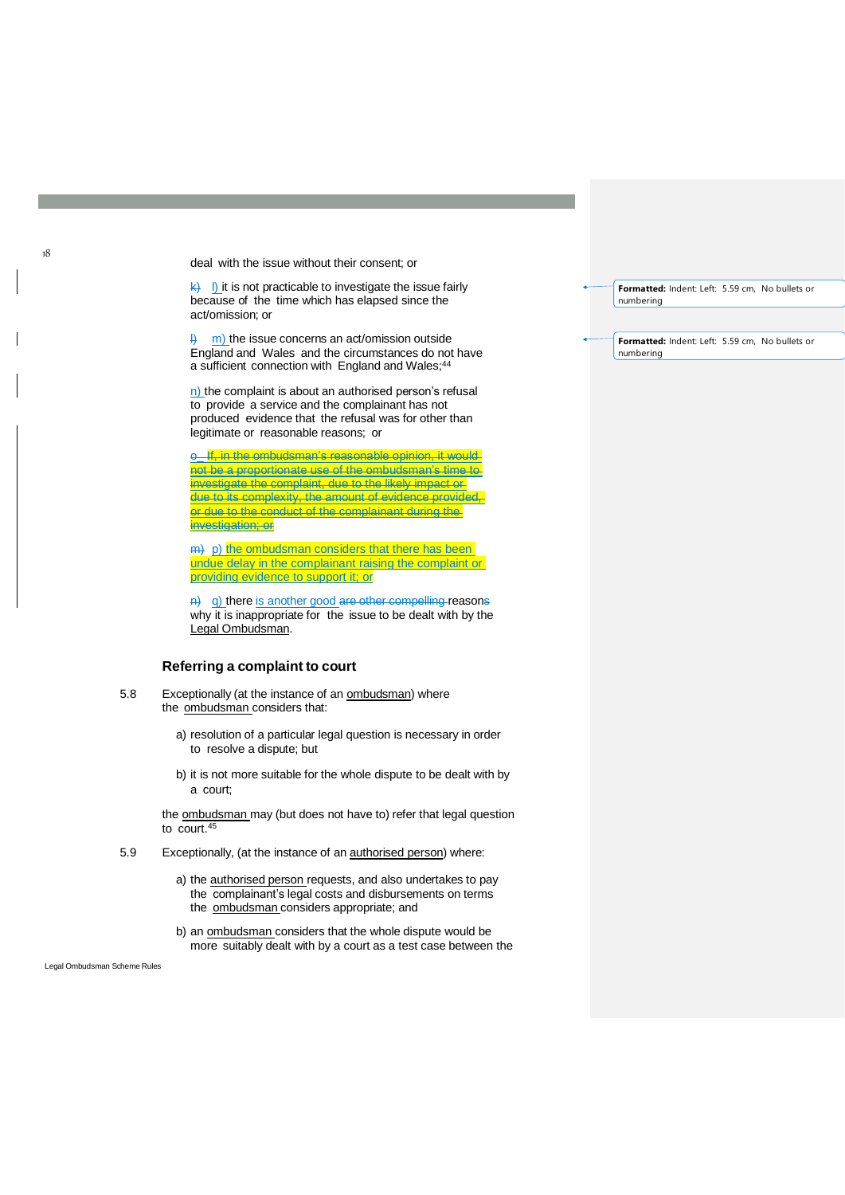deal with the issue without their consent; or

~~k)~~ l) it is not practicable to investigate the issue fairly because of the time which has elapsed since the act/omission; or

~~l)~~ m) the issue concerns an act/omission outside England and Wales and the circumstances do not have a sufficient connection with England and Wales;[44]

n) the complaint is about an authorised person's refusal to provide a service and the complainant has not produced evidence that the refusal was for other than legitimate or reasonable reasons; or

~~o If, in the ombudsman's reasonable opinion, it would not be a proportionate use of the ombudsman's time to investigate the complaint, due to the likely impact or due to its complexity, the amount of evidence provided, or due to the conduct of the complainant during the investigation; or~~

~~m)~~ p) the ombudsman considers that there has been undue delay in the complainant raising the complaint or providing evidence to support it; or

~~n)~~ q) there is another good ~~are other compelling~~ reason~~s~~ why it is inappropriate for the issue to be dealt with by the Legal Ombudsman.

### Referring a complaint to court

5.8 Exceptionally (at the instance of an ombudsman) where the ombudsman considers that:

a) resolution of a particular legal question is necessary in order to resolve a dispute; but

b) it is not more suitable for the whole dispute to be dealt with by a court;

the ombudsman may (but does not have to) refer that legal question to court.[45]

5.9 Exceptionally, (at the instance of an authorised person) where:

a) the authorised person requests, and also undertakes to pay the complainant's legal costs and disbursements on terms the ombudsman considers appropriate; and

b) an ombudsman considers that the whole dispute would be more suitably dealt with by a court as a test case between the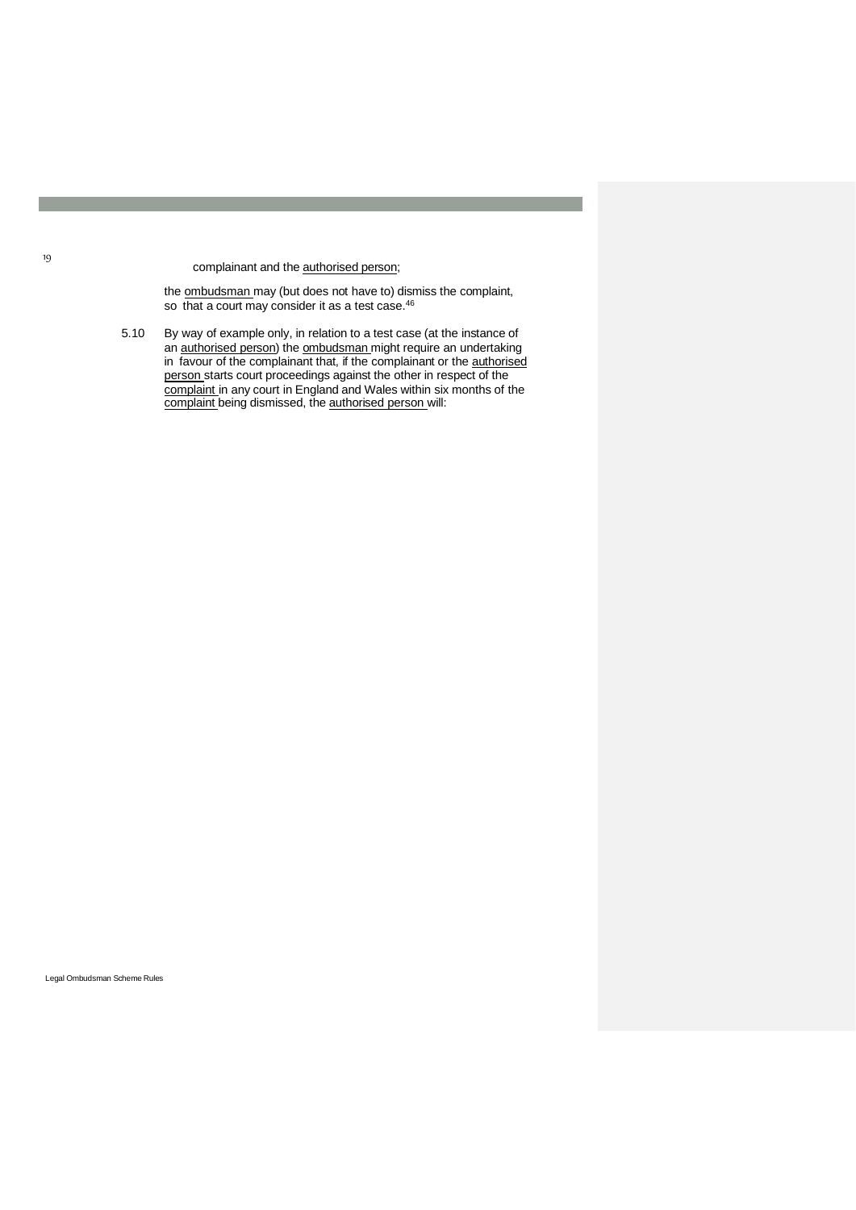complainant and the authorised person;

the ombudsman may (but does not have to) dismiss the complaint, so that a court may consider it as a test case.[46]

5.10 By way of example only, in relation to a test case (at the instance of an authorised person) the ombudsman might require an undertaking in favour of the complainant that, if the complainant or the authorised person starts court proceedings against the other in respect of the complaint in any court in England and Wales within six months of the complaint being dismissed, the authorised person will: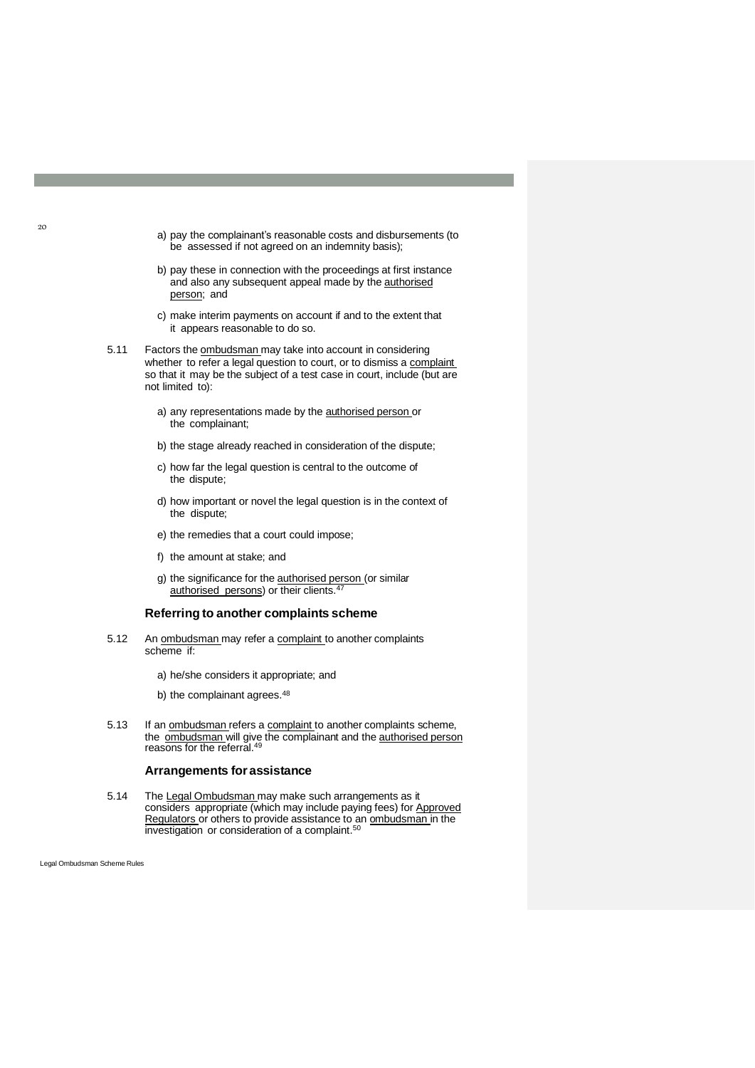a) pay the complainant's reasonable costs and disbursements (to be assessed if not agreed on an indemnity basis);

b) pay these in connection with the proceedings at first instance and also any subsequent appeal made by the authorised person; and

c) make interim payments on account if and to the extent that it appears reasonable to do so.

5.11 Factors the ombudsman may take into account in considering whether to refer a legal question to court, or to dismiss a complaint so that it may be the subject of a test case in court, include (but are not limited to):

a) any representations made by the authorised person or the complainant;

b) the stage already reached in consideration of the dispute;

c) how far the legal question is central to the outcome of the dispute;

d) how important or novel the legal question is in the context of the dispute;

e) the remedies that a court could impose;

f) the amount at stake; and

g) the significance for the authorised person (or similar authorised persons) or their clients.[47]

### Referring to another complaints scheme

5.12 An ombudsman may refer a complaint to another complaints scheme if:

a) he/she considers it appropriate; and

b) the complainant agrees.[48]

5.13 If an ombudsman refers a complaint to another complaints scheme, the ombudsman will give the complainant and the authorised person reasons for the referral.[49]

### Arrangements for assistance

5.14 The Legal Ombudsman may make such arrangements as it considers appropriate (which may include paying fees) for Approved Regulators or others to provide assistance to an ombudsman in the investigation or consideration of a complaint.[50]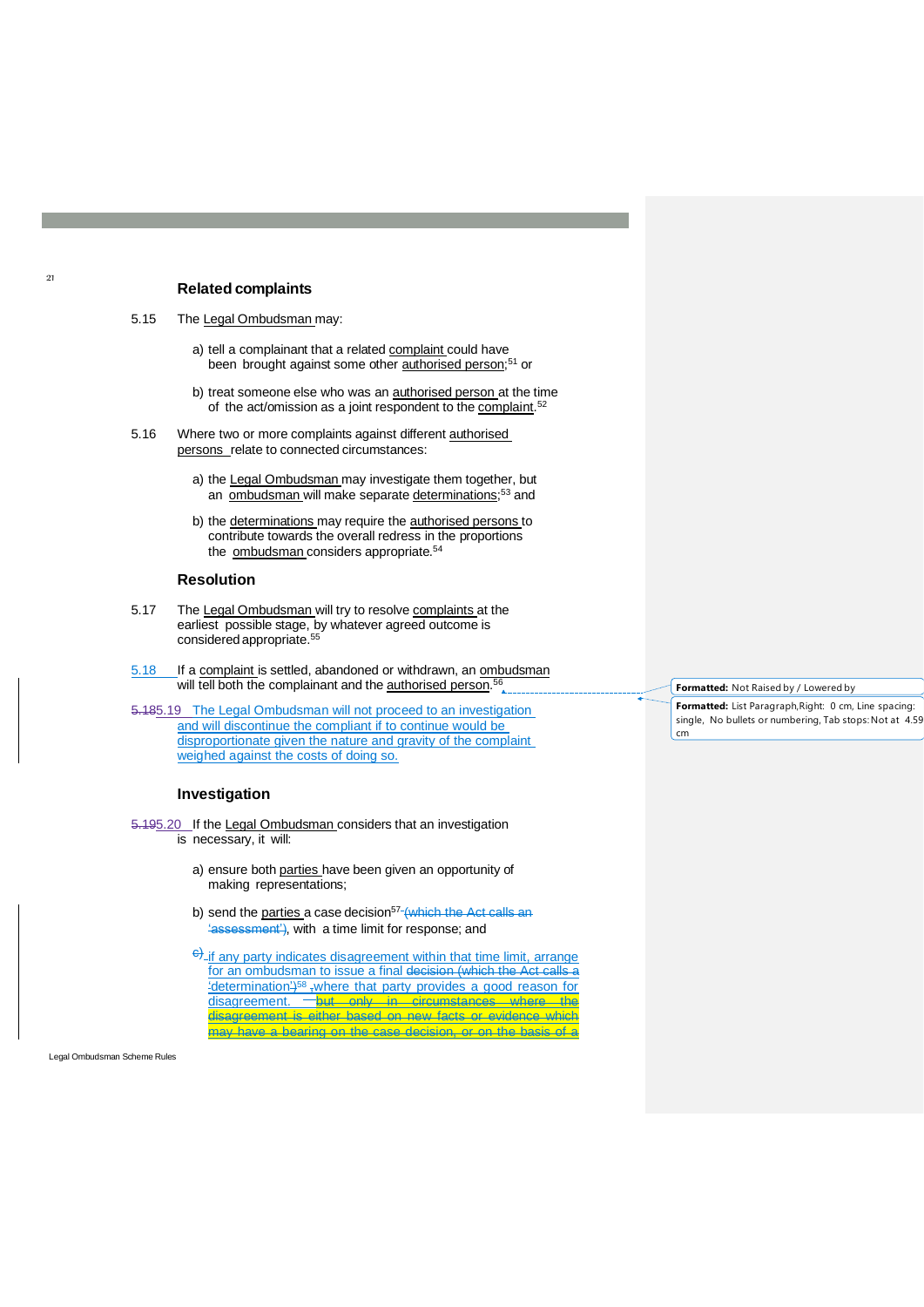### Related complaints

5.15 The Legal Ombudsman may:

a) tell a complainant that a related complaint could have been brought against some other authorised person;[51] or

b) treat someone else who was an authorised person at the time of the act/omission as a joint respondent to the complaint.[52]

5.16 Where two or more complaints against different authorised persons relate to connected circumstances:

a) the Legal Ombudsman may investigate them together, but an ombudsman will make separate determinations;[53] and

b) the determinations may require the authorised persons to contribute towards the overall redress in the proportions the ombudsman considers appropriate.[54]

### Resolution

5.17 The Legal Ombudsman will try to resolve complaints at the earliest possible stage, by whatever agreed outcome is considered appropriate.[55]

5.18 If a complaint is settled, abandoned or withdrawn, an ombudsman will tell both the complainant and the authorised person.[56]

~~5.18~~5.19 The Legal Ombudsman will not proceed to an investigation and will discontinue the compliant if to continue would be disproportionate given the nature and gravity of the complaint weighed against the costs of doing so.

### Investigation

~~5.19~~5.20 If the Legal Ombudsman considers that an investigation is necessary, it will:

a) ensure both parties have been given an opportunity of making representations;

b) send the parties a case decision[57] ~~(which the Act calls an 'assessment')~~, with a time limit for response; and

~~c)~~ if any party indicates disagreement within that time limit, arrange for an ombudsman to issue a final ~~decision (which the Act calls a 'determination')~~[58] ~~,~~where that party provides a good reason for disagreement. ~~—but only in circumstances where the disagreement is either based on new facts or evidence which may have a bearing on the case decision, or on the basis of a~~

Formatted: Not Raised by / Lowered by

Formatted: List Paragraph,Right: 0 cm, Line spacing: single, No bullets or numbering, Tab stops: Not at 4.59 cm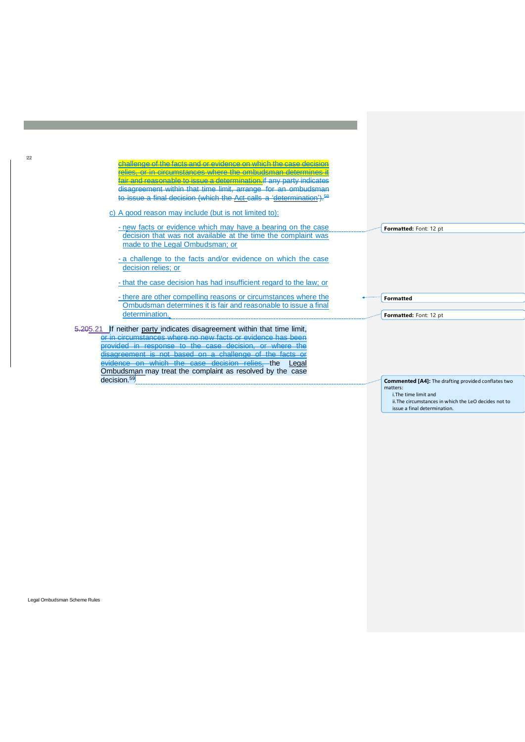challenge of the facts and or evidence on which the case decision relies, or in circumstances where the ombudsman determines it fair and reasonable to issue a determination.if any party indicates disagreement within that time limit, arrange for an ombudsman to issue a final decision (which the Act calls a 'determination').[58]

c) A good reason may include (but is not limited to):

- new facts or evidence which may have a bearing on the case decision that was not available at the time the complaint was made to the Legal Ombudsman; or

- a challenge to the facts and/or evidence on which the case decision relies; or

- that the case decision has had insufficient regard to the law; or

- there are other compelling reasons or circumstances where the Ombudsman determines it is fair and reasonable to issue a final determination.

5.205.21 If neither party indicates disagreement within that time limit, or in circumstances where no new facts or evidence has been provided in response to the case decision, or where the disagreement is not based on a challenge of the facts or evidence on which the case decision relies, the Legal Ombudsman may treat the complaint as resolved by the case decision.[59]

Formatted: Font: 12 pt

Formatted

Formatted: Font: 12 pt

**Commented [A4]:** The drafting provided conflates two matters:
i. The time limit and
ii. The circumstances in which the LeO decides not to issue a final determination.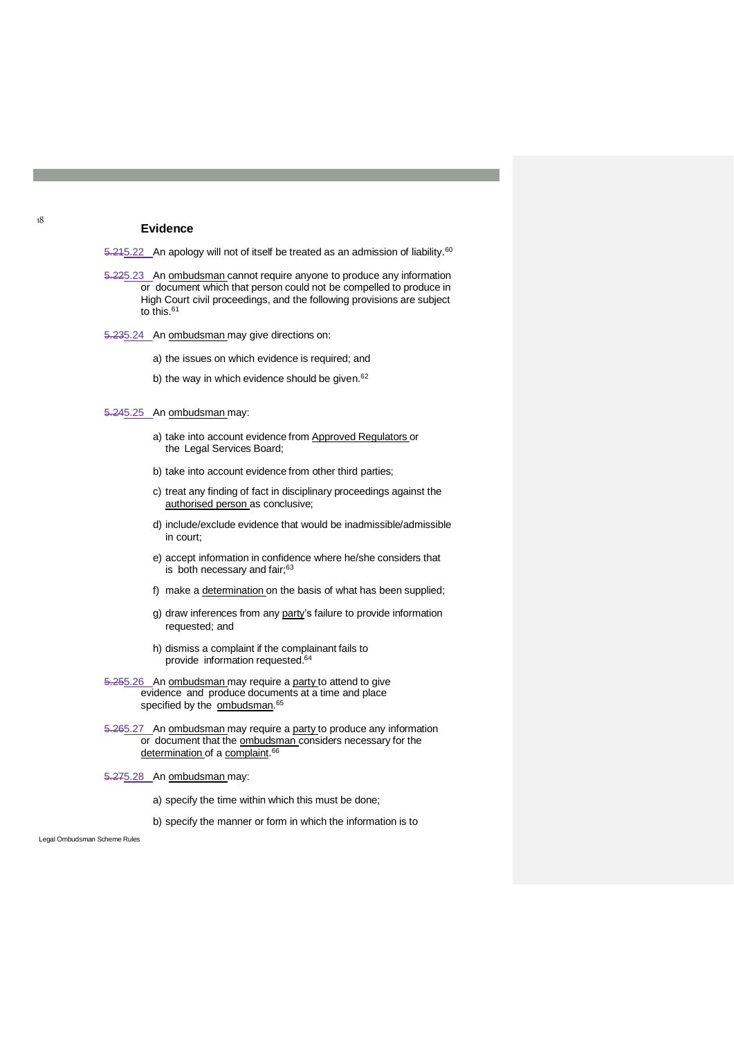## Evidence

5.215.22 An apology will not of itself be treated as an admission of liability.[60]

5.225.23 An ombudsman cannot require anyone to produce any information or document which that person could not be compelled to produce in High Court civil proceedings, and the following provisions are subject to this.[61]

5.235.24 An ombudsman may give directions on:

a) the issues on which evidence is required; and

b) the way in which evidence should be given.[62]

5.245.25 An ombudsman may:

a) take into account evidence from Approved Regulators or the Legal Services Board;

b) take into account evidence from other third parties;

c) treat any finding of fact in disciplinary proceedings against the authorised person as conclusive;

d) include/exclude evidence that would be inadmissible/admissible in court;

e) accept information in confidence where he/she considers that is both necessary and fair;[63]

f) make a determination on the basis of what has been supplied;

g) draw inferences from any party's failure to provide information requested; and

h) dismiss a complaint if the complainant fails to provide information requested.[64]

5.255.26 An ombudsman may require a party to attend to give evidence and produce documents at a time and place specified by the ombudsman.[65]

5.265.27 An ombudsman may require a party to produce any information or document that the ombudsman considers necessary for the determination of a complaint.[66]

5.275.28 An ombudsman may:

a) specify the time within which this must be done;

b) specify the manner or form in which the information is to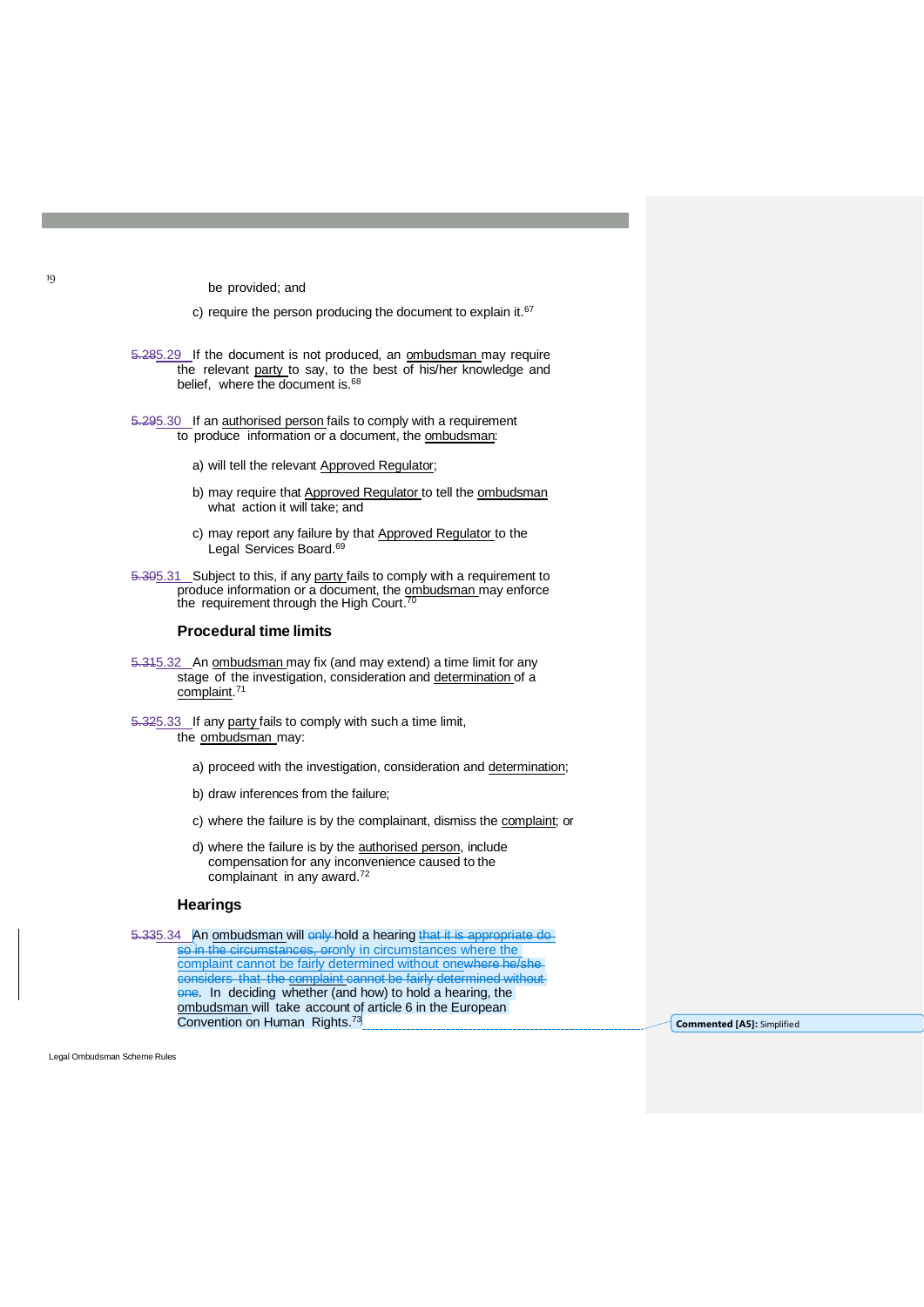be provided; and

c) require the person producing the document to explain it.[67]

~~5.28~~5.29 If the document is not produced, an ombudsman may require the relevant party to say, to the best of his/her knowledge and belief, where the document is.[68]

~~5.29~~5.30 If an authorised person fails to comply with a requirement to produce information or a document, the ombudsman:

a) will tell the relevant Approved Regulator;

b) may require that Approved Regulator to tell the ombudsman what action it will take; and

c) may report any failure by that Approved Regulator to the Legal Services Board.[69]

~~5.30~~5.31 Subject to this, if any party fails to comply with a requirement to produce information or a document, the ombudsman may enforce the requirement through the High Court.[70]

### Procedural time limits

~~5.31~~5.32 An ombudsman may fix (and may extend) a time limit for any stage of the investigation, consideration and determination of a complaint.[71]

~~5.32~~5.33 If any party fails to comply with such a time limit, the ombudsman may:

a) proceed with the investigation, consideration and determination;

b) draw inferences from the failure;

c) where the failure is by the complainant, dismiss the complaint; or

d) where the failure is by the authorised person, include compensation for any inconvenience caused to the complainant in any award.[72]

### Hearings

~~5.33~~5.34 An ombudsman will ~~only~~ hold a hearing ~~that it is appropriate do so in the circumstances, or~~only in circumstances where the complaint cannot be fairly determined without one~~where he/she considers that the complaint cannot be fairly determined without one~~. In deciding whether (and how) to hold a hearing, the ombudsman will take account of article 6 in the European Convention on Human Rights.[73]

**Commented [A5]:** Simplified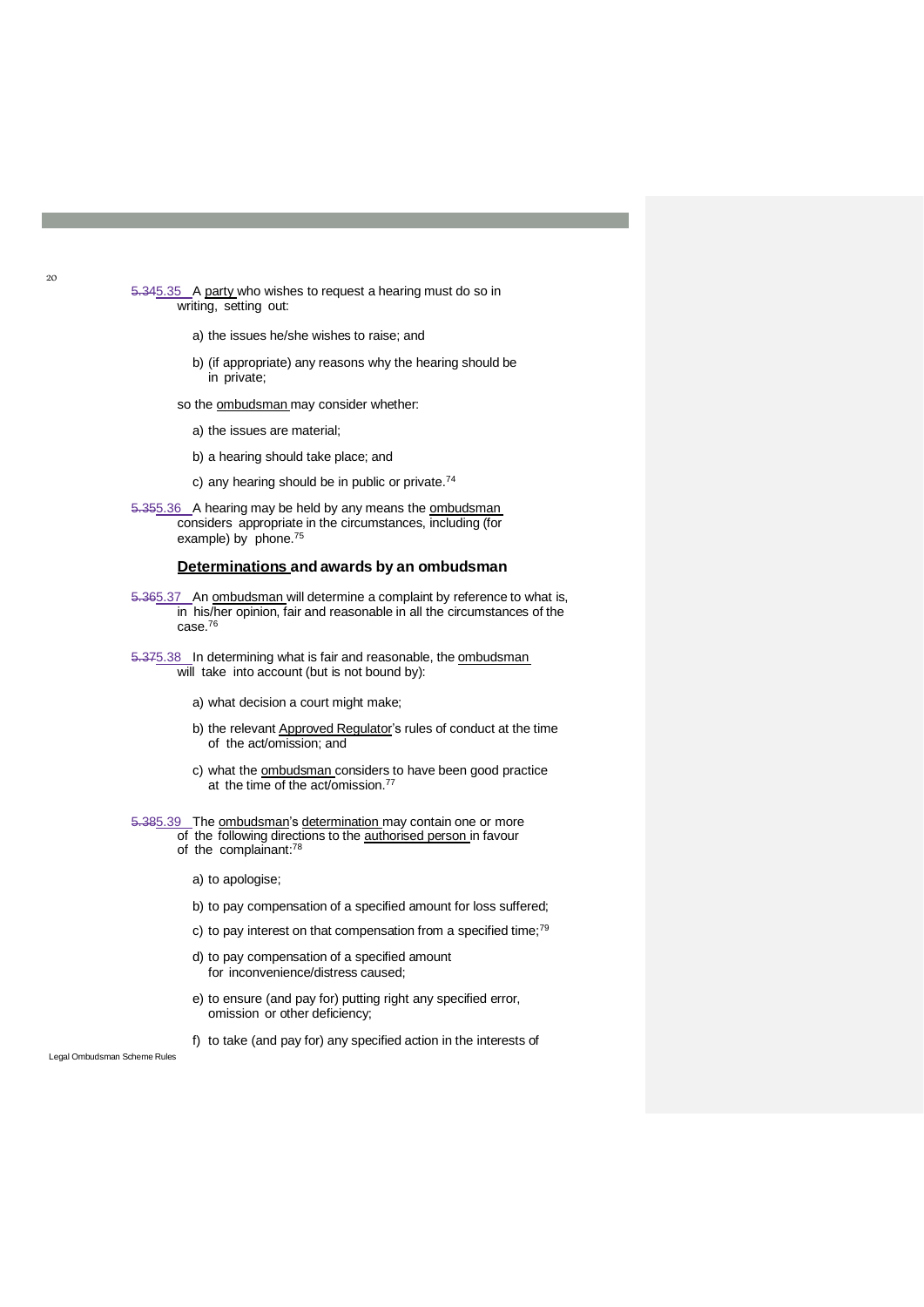5.345.35 A party who wishes to request a hearing must do so in writing, setting out:

a) the issues he/she wishes to raise; and

b) (if appropriate) any reasons why the hearing should be in private;

so the ombudsman may consider whether:

a) the issues are material;

b) a hearing should take place; and

c) any hearing should be in public or private.[74]

5.355.36 A hearing may be held by any means the ombudsman considers appropriate in the circumstances, including (for example) by phone.[75]

### Determinations and awards by an ombudsman

5.365.37 An ombudsman will determine a complaint by reference to what is, in his/her opinion, fair and reasonable in all the circumstances of the case.[76]

5.375.38 In determining what is fair and reasonable, the ombudsman will take into account (but is not bound by):

a) what decision a court might make;

b) the relevant Approved Regulator's rules of conduct at the time of the act/omission; and

c) what the ombudsman considers to have been good practice at the time of the act/omission.[77]

5.385.39 The ombudsman's determination may contain one or more of the following directions to the authorised person in favour of the complainant:[78]

a) to apologise;

b) to pay compensation of a specified amount for loss suffered;

c) to pay interest on that compensation from a specified time;[79]

d) to pay compensation of a specified amount for inconvenience/distress caused;

e) to ensure (and pay for) putting right any specified error, omission or other deficiency;

f) to take (and pay for) any specified action in the interests of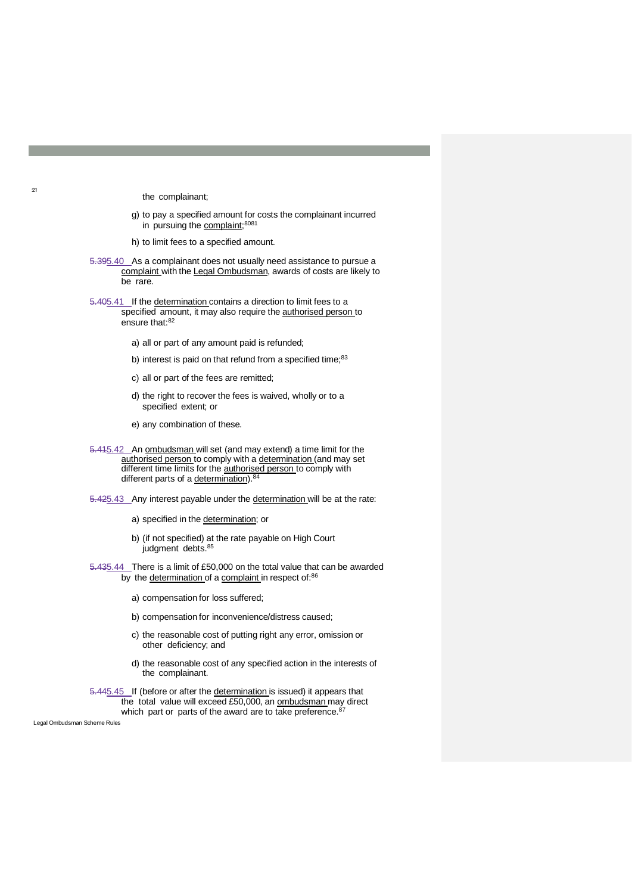the complainant;

g) to pay a specified amount for costs the complainant incurred in pursuing the complaint;[81]

h) to limit fees to a specified amount.

5.40 As a complainant does not usually need assistance to pursue a complaint with the Legal Ombudsman, awards of costs are likely to be rare.

5.41 If the determination contains a direction to limit fees to a specified amount, it may also require the authorised person to ensure that:[82]

a) all or part of any amount paid is refunded;

b) interest is paid on that refund from a specified time;[83]

c) all or part of the fees are remitted;

d) the right to recover the fees is waived, wholly or to a specified extent; or

e) any combination of these.

5.42 An ombudsman will set (and may extend) a time limit for the authorised person to comply with a determination (and may set different time limits for the authorised person to comply with different parts of a determination).[84]

5.43 Any interest payable under the determination will be at the rate:

a) specified in the determination; or

b) (if not specified) at the rate payable on High Court judgment debts.[85]

5.44 There is a limit of £50,000 on the total value that can be awarded by the determination of a complaint in respect of:[86]

a) compensation for loss suffered;

b) compensation for inconvenience/distress caused;

c) the reasonable cost of putting right any error, omission or other deficiency; and

d) the reasonable cost of any specified action in the interests of the complainant.

5.45 If (before or after the determination is issued) it appears that the total value will exceed £50,000, an ombudsman may direct which part or parts of the award are to take preference.[87]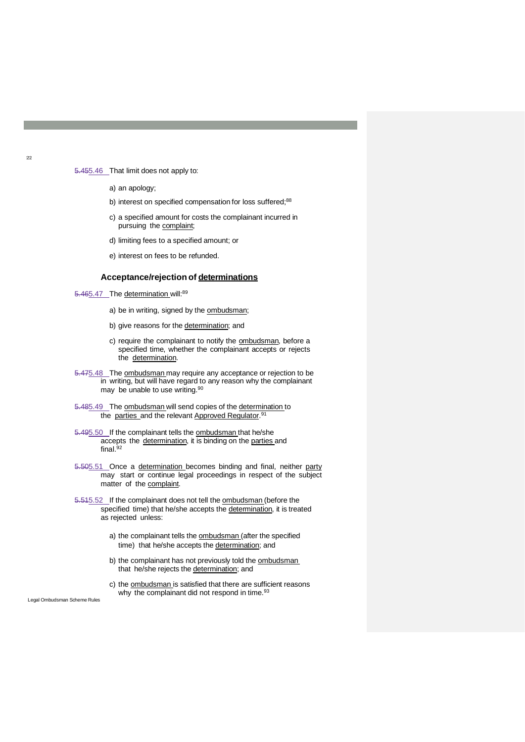5.455.46 That limit does not apply to:

a) an apology;

b) interest on specified compensation for loss suffered;[88]

c) a specified amount for costs the complainant incurred in pursuing the complaint;

d) limiting fees to a specified amount; or

e) interest on fees to be refunded.

### Acceptance/rejection of determinations

5.465.47 The determination will:[89]

a) be in writing, signed by the ombudsman;

b) give reasons for the determination; and

c) require the complainant to notify the ombudsman, before a specified time, whether the complainant accepts or rejects the determination.

5.475.48 The ombudsman may require any acceptance or rejection to be in writing, but will have regard to any reason why the complainant may be unable to use writing.[90]

5.485.49 The ombudsman will send copies of the determination to the parties and the relevant Approved Regulator.[91]

5.495.50 If the complainant tells the ombudsman that he/she accepts the determination, it is binding on the parties and final.[92]

5.505.51 Once a determination becomes binding and final, neither party may start or continue legal proceedings in respect of the subject matter of the complaint.

5.515.52 If the complainant does not tell the ombudsman (before the specified time) that he/she accepts the determination, it is treated as rejected unless:

a) the complainant tells the ombudsman (after the specified time) that he/she accepts the determination; and

b) the complainant has not previously told the ombudsman that he/she rejects the determination; and

c) the ombudsman is satisfied that there are sufficient reasons why the complainant did not respond in time.[93]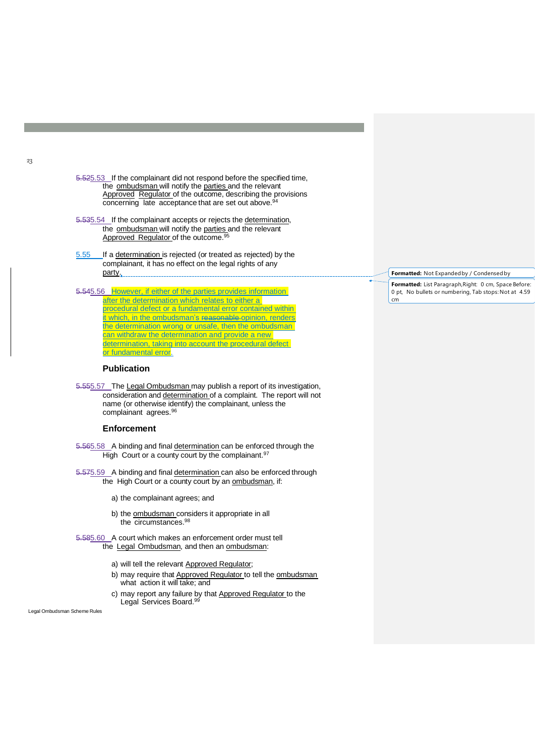5.53 If the complainant did not respond before the specified time, the ombudsman will notify the parties and the relevant Approved Regulator of the outcome, describing the provisions concerning late acceptance that are set out above.[94]

5.54 If the complainant accepts or rejects the determination, the ombudsman will notify the parties and the relevant Approved Regulator of the outcome.[95]

5.55 If a determination is rejected (or treated as rejected) by the complainant, it has no effect on the legal rights of any party.

5.56 However, if either of the parties provides information after the determination which relates to either a procedural defect or a fundamental error contained within it which, in the ombudsman's opinion, renders the determination wrong or unsafe, then the ombudsman can withdraw the determination and provide a new determination, taking into account the procedural defect or fundamental error.

## Publication

5.57 The Legal Ombudsman may publish a report of its investigation, consideration and determination of a complaint. The report will not name (or otherwise identify) the complainant, unless the complainant agrees.[96]

## Enforcement

5.58 A binding and final determination can be enforced through the High Court or a county court by the complainant.[97]

5.59 A binding and final determination can also be enforced through the High Court or a county court by an ombudsman, if:

a) the complainant agrees; and

b) the ombudsman considers it appropriate in all the circumstances.[98]

5.60 A court which makes an enforcement order must tell the Legal Ombudsman, and then an ombudsman:

a) will tell the relevant Approved Regulator;
b) may require that Approved Regulator to tell the ombudsman what action it will take; and
c) may report any failure by that Approved Regulator to the Legal Services Board.[99]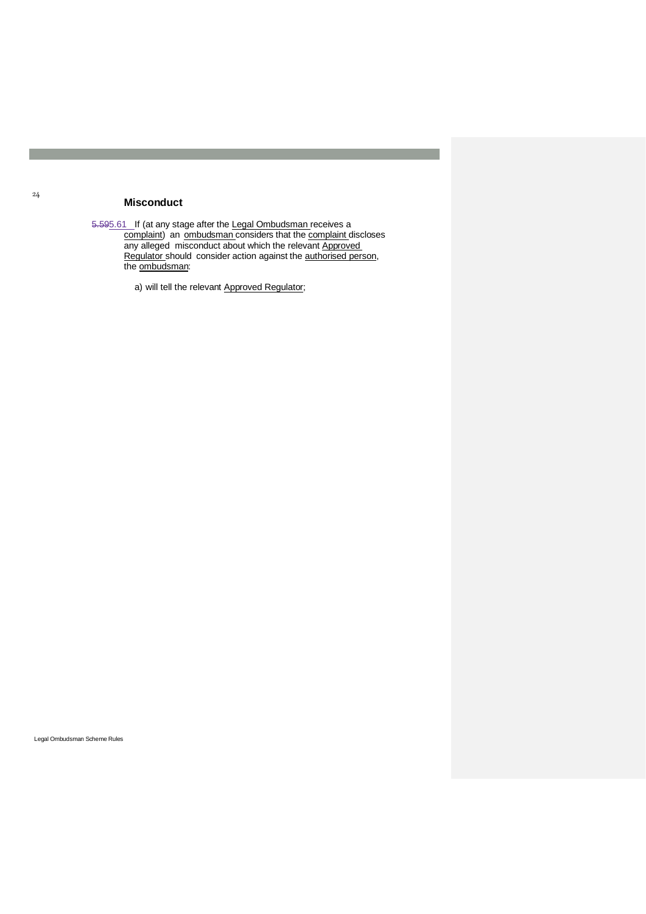## Misconduct

~~5.59~~5.61 If (at any stage after the Legal Ombudsman receives a complaint) an ombudsman considers that the complaint discloses any alleged misconduct about which the relevant Approved Regulator should consider action against the authorised person, the ombudsman:

a) will tell the relevant Approved Regulator;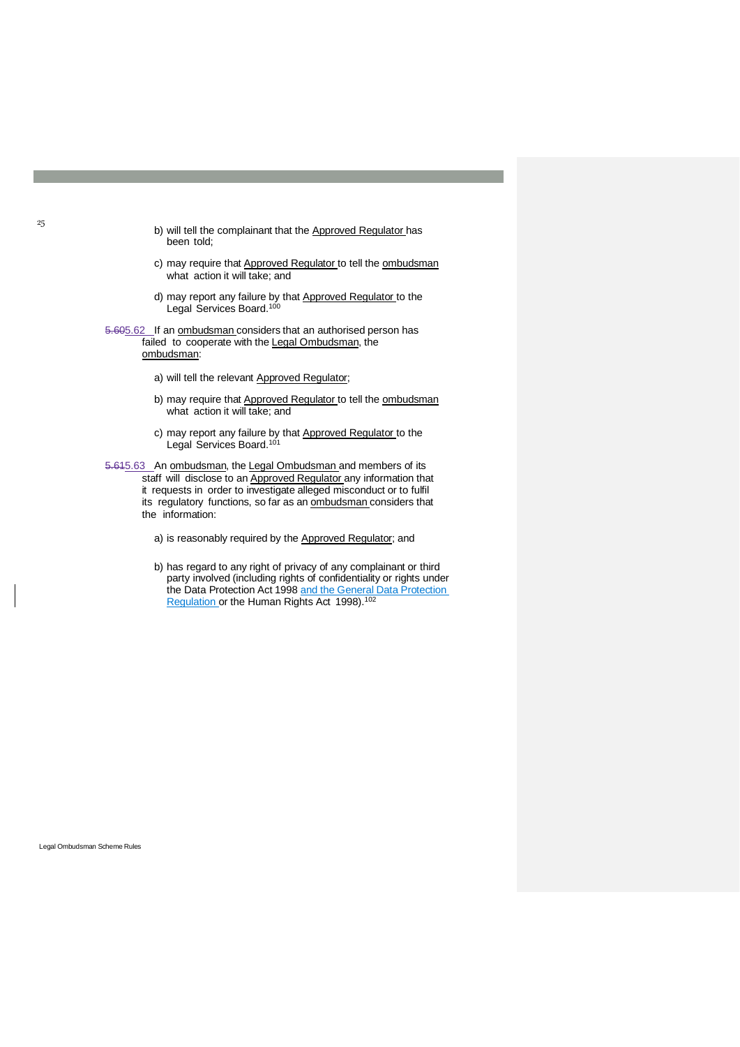b) will tell the complainant that the Approved Regulator has been told;

c) may require that Approved Regulator to tell the ombudsman what action it will take; and

d) may report any failure by that Approved Regulator to the Legal Services Board.[100]

5.60 5.62 If an ombudsman considers that an authorised person has failed to cooperate with the Legal Ombudsman, the ombudsman:

a) will tell the relevant Approved Regulator;

b) may require that Approved Regulator to tell the ombudsman what action it will take; and

c) may report any failure by that Approved Regulator to the Legal Services Board.[101]

5.61 5.63 An ombudsman, the Legal Ombudsman and members of its staff will disclose to an Approved Regulator any information that it requests in order to investigate alleged misconduct or to fulfil its regulatory functions, so far as an ombudsman considers that the information:

a) is reasonably required by the Approved Regulator; and

b) has regard to any right of privacy of any complainant or third party involved (including rights of confidentiality or rights under the Data Protection Act 1998 and the General Data Protection Regulation or the Human Rights Act 1998).[102]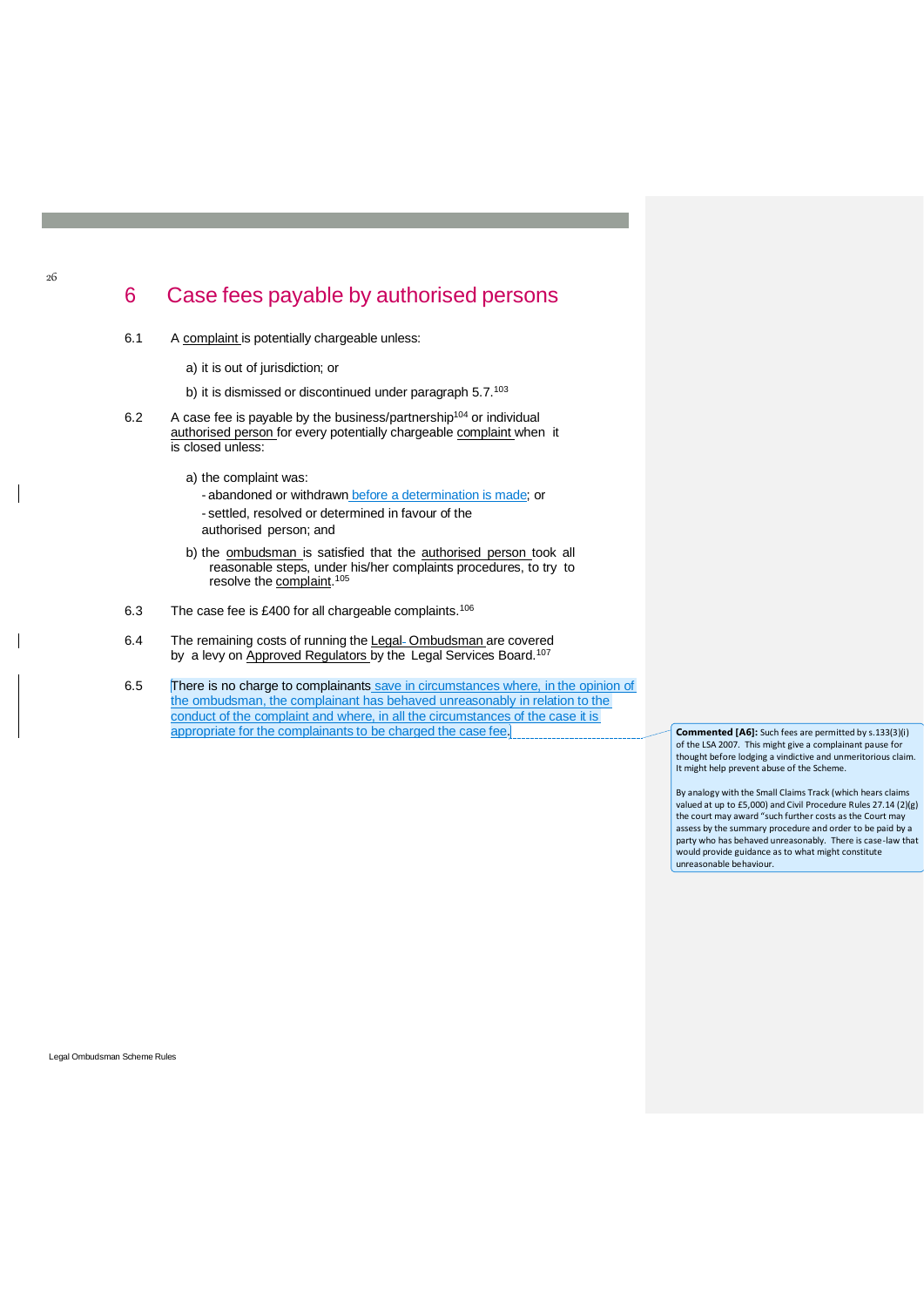# 6 Case fees payable by authorised persons

6.1 A complaint is potentially chargeable unless:

a) it is out of jurisdiction; or

b) it is dismissed or discontinued under paragraph 5.7.[103]

6.2 A case fee is payable by the business/partnership[104] or individual authorised person for every potentially chargeable complaint when it is closed unless:

a) the complaint was:
- abandoned or withdrawn before a determination is made; or
- settled, resolved or determined in favour of the authorised person; and

b) the ombudsman is satisfied that the authorised person took all reasonable steps, under his/her complaints procedures, to try to resolve the complaint.[105]

6.3 The case fee is £400 for all chargeable complaints.[106]

6.4 The remaining costs of running the Legal Ombudsman are covered by a levy on Approved Regulators by the Legal Services Board.[107]

6.5 There is no charge to complainants save in circumstances where, in the opinion of the ombudsman, the complainant has behaved unreasonably in relation to the conduct of the complaint and where, in all the circumstances of the case it is appropriate for the complainants to be charged the case fee.

**Commented [A6]:** Such fees are permitted by s.133(3)(i) of the LSA 2007. This might give a complainant pause for thought before lodging a vindictive and unmeritorious claim. It might help prevent abuse of the Scheme.

By analogy with the Small Claims Track (which hears claims valued at up to £5,000) and Civil Procedure Rules 27.14 (2)(g) the court may award "such further costs as the Court may assess by the summary procedure and order to be paid by a party who has behaved unreasonably. There is case-law that would provide guidance as to what might constitute unreasonable behaviour.

Legal Ombudsman Scheme Rules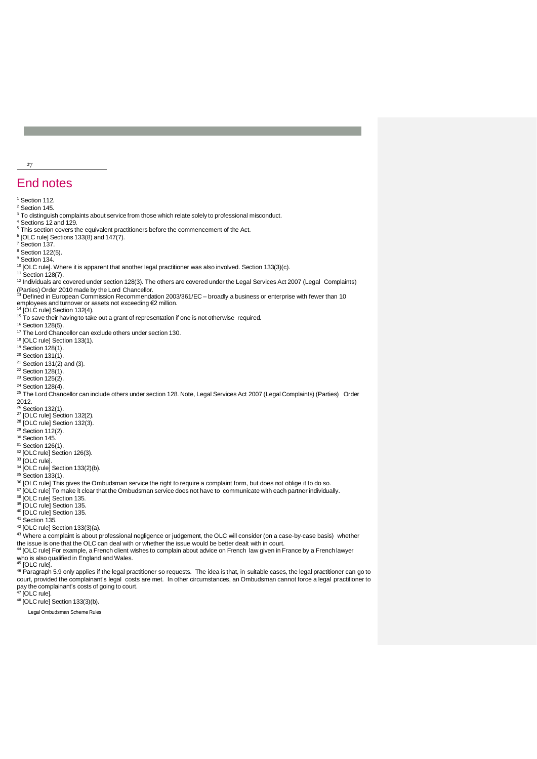# End notes

[1] Section 112.
[2] Section 145.
[3] To distinguish complaints about service from those which relate solely to professional misconduct.
[4] Sections 12 and 129.
[5] This section covers the equivalent practitioners before the commencement of the Act.
[6] [OLC rule] Sections 133(8) and 147(7).
[7] Section 137.
[8] Section 122(5).
[9] Section 134.
[10] [OLC rule]. Where it is apparent that another legal practitioner was also involved. Section 133(3)(c).
[11] Section 128(7).
[12] Individuals are covered under section 128(3). The others are covered under the Legal Services Act 2007 (Legal Complaints) (Parties) Order 2010 made by the Lord Chancellor.
[13] Defined in European Commission Recommendation 2003/361/EC – broadly a business or enterprise with fewer than 10 employees and turnover or assets not exceeding €2 million.
[14] [OLC rule] Section 132(4).
[15] To save their having to take out a grant of representation if one is not otherwise required.
[16] Section 128(5).
[17] The Lord Chancellor can exclude others under section 130.
[18] [OLC rule] Section 133(1).
[19] Section 128(1).
[20] Section 131(1).
[21] Section 131(2) and (3).
[22] Section 128(1).
[23] Section 125(2).
[24] Section 128(4).
[25] The Lord Chancellor can include others under section 128. Note, Legal Services Act 2007 (Legal Complaints) (Parties) Order 2012.
[26] Section 132(1).
[27] [OLC rule] Section 132(2).
[28] [OLC rule] Section 132(3).
[29] Section 112(2).
[30] Section 145.
[31] Section 126(1).
[32] [OLC rule] Section 126(3).
[33] [OLC rule].
[34] [OLC rule] Section 133(2)(b).
[35] Section 133(1).
[36] [OLC rule] This gives the Ombudsman service the right to require a complaint form, but does not oblige it to do so.
[37] [OLC rule] To make it clear that the Ombudsman service does not have to communicate with each partner individually.
[38] [OLC rule] Section 135.
[39] [OLC rule] Section 135.
[40] [OLC rule] Section 135.
[41] Section 135.
[42] [OLC rule] Section 133(3)(a).
[43] Where a complaint is about professional negligence or judgement, the OLC will consider (on a case-by-case basis) whether the issue is one that the OLC can deal with or whether the issue would be better dealt with in court.
[44] [OLC rule] For example, a French client wishes to complain about advice on French law given in France by a French lawyer who is also qualified in England and Wales.
[45] [OLC rule].
[46] Paragraph 5.9 only applies if the legal practitioner so requests. The idea is that, in suitable cases, the legal practitioner can go to court, provided the complainant's legal costs are met. In other circumstances, an Ombudsman cannot force a legal practitioner to pay the complainant's costs of going to court.
[47] [OLC rule].
[48] [OLC rule] Section 133(3)(b).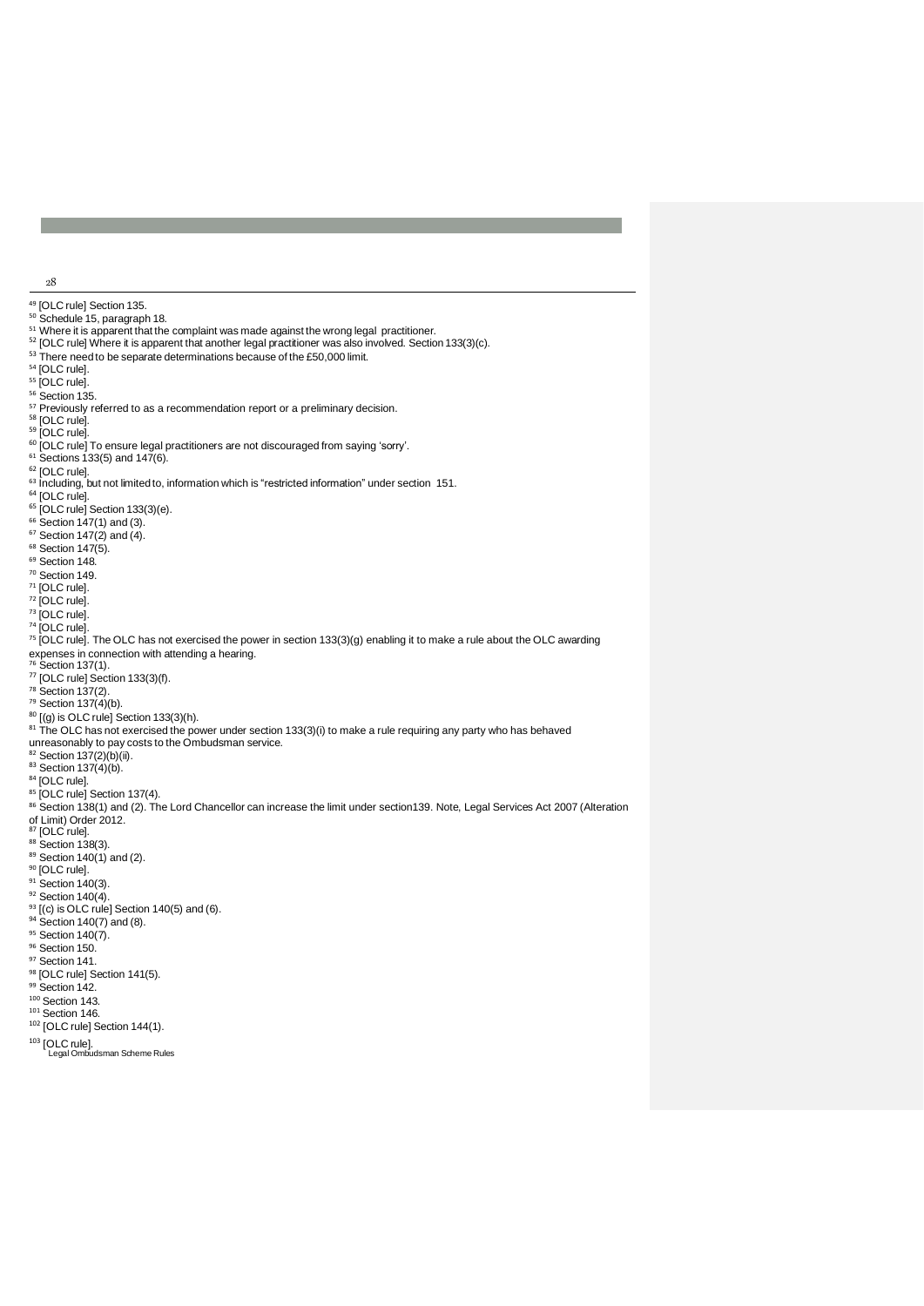[49] [OLC rule] Section 135.

[50] Schedule 15, paragraph 18.

[51] Where it is apparent that the complaint was made against the wrong legal practitioner.

[52] [OLC rule] Where it is apparent that another legal practitioner was also involved. Section 133(3)(c).

[53] There need to be separate determinations because of the £50,000 limit.

[54] [OLC rule].

[55] [OLC rule].

[56] Section 135.

[57] Previously referred to as a recommendation report or a preliminary decision.

[58] [OLC rule].

[59] [OLC rule].

[60] [OLC rule] To ensure legal practitioners are not discouraged from saying 'sorry'.

[61] Sections 133(5) and 147(6).

[62] [OLC rule].

[63] Including, but not limited to, information which is "restricted information" under section 151.

[64] [OLC rule].

[65] [OLC rule] Section 133(3)(e).

[66] Section 147(1) and (3).

[67] Section 147(2) and (4).

[68] Section 147(5).

[69] Section 148.

[70] Section 149.

[71] [OLC rule].

[72] [OLC rule].

[73] [OLC rule].

[74] [OLC rule].

[75] [OLC rule]. The OLC has not exercised the power in section 133(3)(g) enabling it to make a rule about the OLC awarding expenses in connection with attending a hearing.

[76] Section 137(1).

[77] [OLC rule] Section 133(3)(f).

[78] Section 137(2).

[79] Section 137(4)(b).

[80] [(g) is OLC rule] Section 133(3)(h).

[81] The OLC has not exercised the power under section 133(3)(i) to make a rule requiring any party who has behaved unreasonably to pay costs to the Ombudsman service.

[82] Section 137(2)(b)(ii).

[83] Section 137(4)(b).

[84] [OLC rule].

[85] [OLC rule] Section 137(4).

[86] Section 138(1) and (2). The Lord Chancellor can increase the limit under section139. Note, Legal Services Act 2007 (Alteration of Limit) Order 2012.

[87] [OLC rule].

[88] Section 138(3).

[89] Section 140(1) and (2).

[90] [OLC rule].

[91] Section 140(3).

[92] Section 140(4).

[93] [(c) is OLC rule] Section 140(5) and (6).

[94] Section 140(7) and (8).

[95] Section 140(7).

[96] Section 150.

[97] Section 141.

[98] [OLC rule] Section 141(5).

[99] Section 142.

[100] Section 143.

[101] Section 146.

[102] [OLC rule] Section 144(1).

[103] [OLC rule].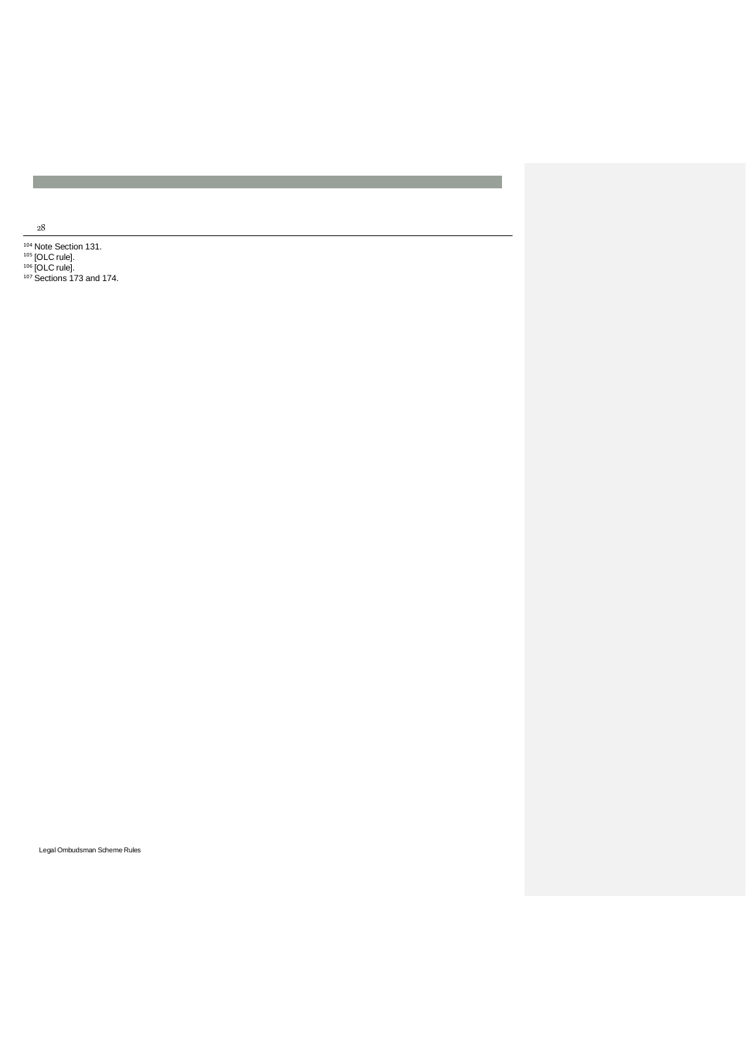[104] Note Section 131.

[105] [OLC rule].

[106] [OLC rule].

[107] Sections 173 and 174.